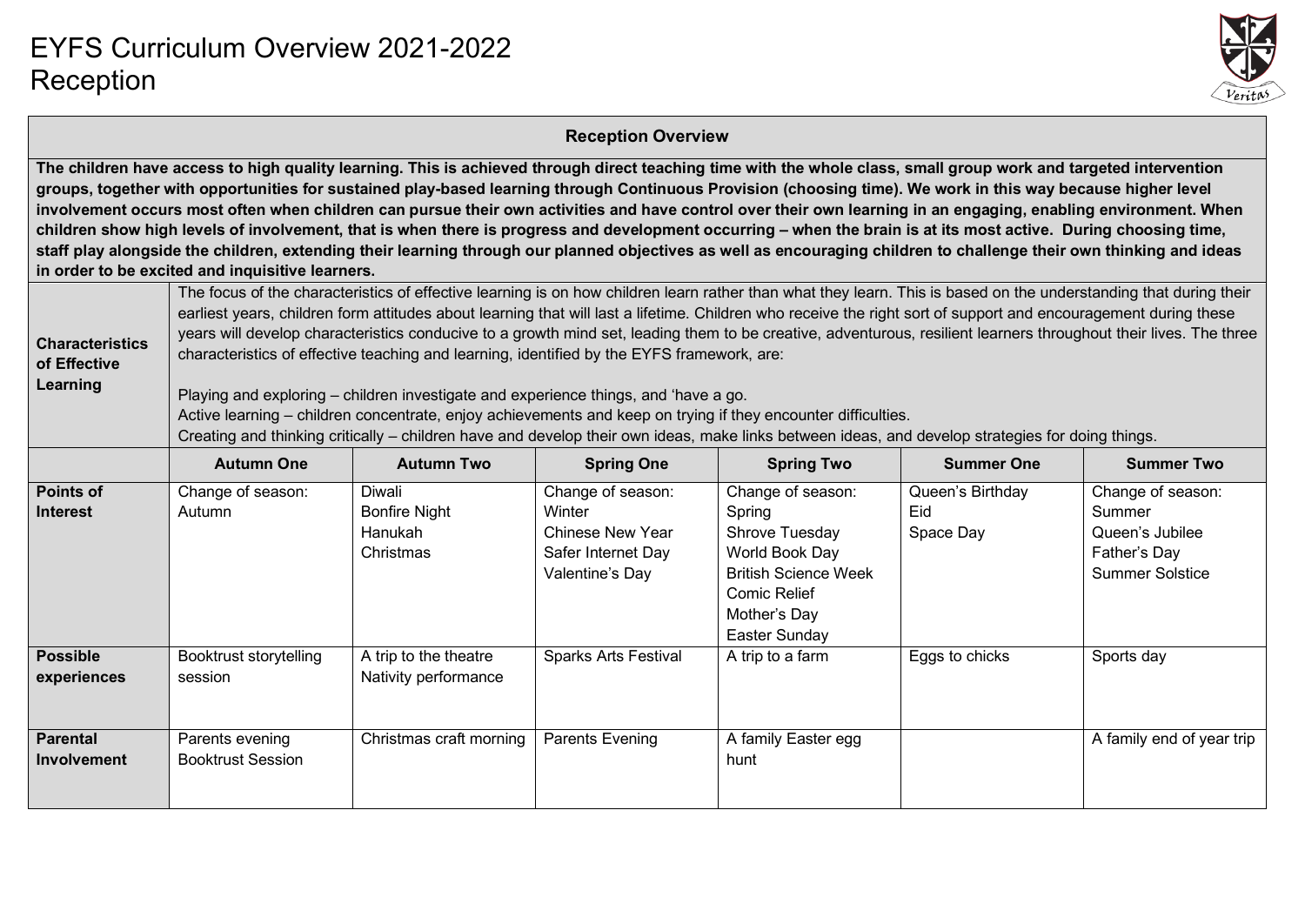# EYFS Curriculum Overview 2021-2022
# Reception

## Reception Overview

**The children have access to high quality learning. This is achieved through direct teaching time with the whole class, small group work and targeted intervention groups, together with opportunities for sustained play-based learning through Continuous Provision (choosing time). We work in this way because higher level involvement occurs most often when children can pursue their own activities and have control over their own learning in an engaging, enabling environment. When children show high levels of involvement, that is when there is progress and development occurring – when the brain is at its most active. During choosing time, staff play alongside the children, extending their learning through our planned objectives as well as encouraging children to challenge their own thinking and ideas in order to be excited and inquisitive learners.**

**Characteristics of Effective Learning**

The focus of the characteristics of effective learning is on how children learn rather than what they learn. This is based on the understanding that during their earliest years, children form attitudes about learning that will last a lifetime. Children who receive the right sort of support and encouragement during these years will develop characteristics conducive to a growth mind set, leading them to be creative, adventurous, resilient learners throughout their lives. The three characteristics of effective teaching and learning, identified by the EYFS framework, are:

Playing and exploring – children investigate and experience things, and 'have a go.
Active learning – children concentrate, enjoy achievements and keep on trying if they encounter difficulties.
Creating and thinking critically – children have and develop their own ideas, make links between ideas, and develop strategies for doing things.

| | Autumn One | Autumn Two | Spring One | Spring Two | Summer One | Summer Two |
|---|---|---|---|---|---|---|
| **Points of Interest** | Change of season: Autumn | Diwali<br>Bonfire Night<br>Hanukah<br>Christmas | Change of season: Winter<br>Chinese New Year<br>Safer Internet Day<br>Valentine's Day | Change of season: Spring<br>Shrove Tuesday<br>World Book Day<br>British Science Week<br>Comic Relief<br>Mother's Day<br>Easter Sunday | Queen's Birthday<br>Eid<br>Space Day | Change of season: Summer<br>Queen's Jubilee<br>Father's Day<br>Summer Solstice |
| **Possible experiences** | Booktrust storytelling session | A trip to the theatre<br>Nativity performance | Sparks Arts Festival | A trip to a farm | Eggs to chicks | Sports day |
| **Parental Involvement** | Parents evening<br>Booktrust Session | Christmas craft morning | Parents Evening | A family Easter egg hunt | | A family end of year trip |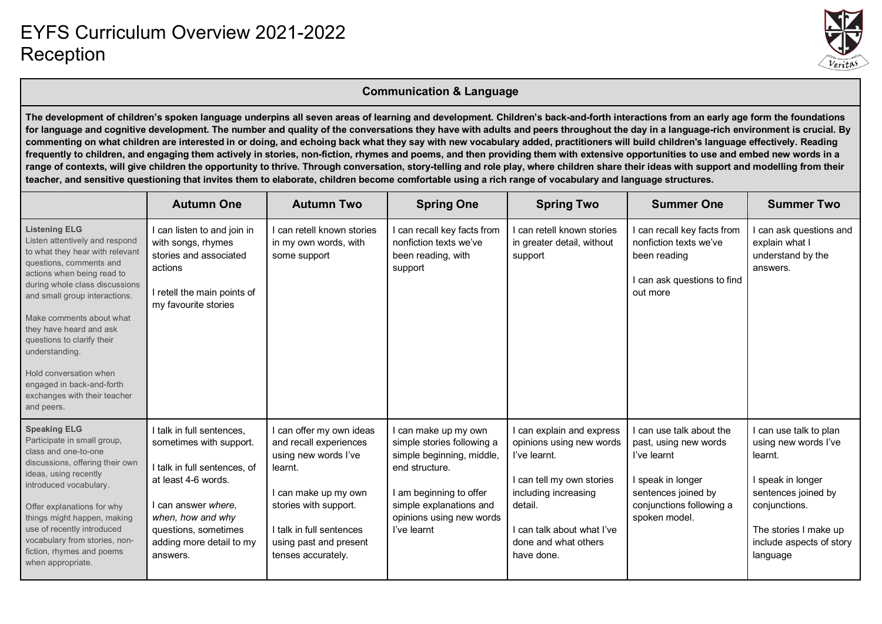# EYFS Curriculum Overview 2021-2022
# Reception

## Communication & Language

**The development of children's spoken language underpins all seven areas of learning and development. Children's back-and-forth interactions from an early age form the foundations for language and cognitive development. The number and quality of the conversations they have with adults and peers throughout the day in a language-rich environment is crucial. By commenting on what children are interested in or doing, and echoing back what they say with new vocabulary added, practitioners will build children's language effectively. Reading frequently to children, and engaging them actively in stories, non-fiction, rhymes and poems, and then providing them with extensive opportunities to use and embed new words in a range of contexts, will give children the opportunity to thrive. Through conversation, story-telling and role play, where children share their ideas with support and modelling from their teacher, and sensitive questioning that invites them to elaborate, children become comfortable using a rich range of vocabulary and language structures.**

| | Autumn One | Autumn Two | Spring One | Spring Two | Summer One | Summer Two |
|---|---|---|---|---|---|---|
| **Listening ELG**<br>Listen attentively and respond to what they hear with relevant questions, comments and actions when being read to during whole class discussions and small group interactions.<br><br>Make comments about what they have heard and ask questions to clarify their understanding.<br><br>Hold conversation when engaged in back-and-forth exchanges with their teacher and peers. | I can listen to and join in with songs, rhymes stories and associated actions<br><br>I retell the main points of my favourite stories | I can retell known stories in my own words, with some support | I can recall key facts from nonfiction texts we've been reading, with support | I can retell known stories in greater detail, without support | I can recall key facts from nonfiction texts we've been reading<br><br>I can ask questions to find out more | I can ask questions and explain what I understand by the answers. |
| **Speaking ELG**<br>Participate in small group, class and one-to-one discussions, offering their own ideas, using recently introduced vocabulary.<br><br>Offer explanations for why things might happen, making use of recently introduced vocabulary from stories, non-fiction, rhymes and poems when appropriate. | I talk in full sentences, sometimes with support.<br><br>I talk in full sentences, of at least 4-6 words.<br><br>I can answer *where, when, how and why* questions, sometimes adding more detail to my answers. | I can offer my own ideas and recall experiences using new words I've learnt.<br><br>I can make up my own stories with support.<br><br>I talk in full sentences using past and present tenses accurately. | I can make up my own simple stories following a simple beginning, middle, end structure.<br><br>I am beginning to offer simple explanations and opinions using new words I've learnt | I can explain and express opinions using new words I've learnt.<br><br>I can tell my own stories including increasing detail.<br><br>I can talk about what I've done and what others have done. | I can use talk about the past, using new words I've learnt<br><br>I speak in longer sentences joined by conjunctions following a spoken model. | I can use talk to plan using new words I've learnt.<br><br>I speak in longer sentences joined by conjunctions.<br><br>The stories I make up include aspects of story language |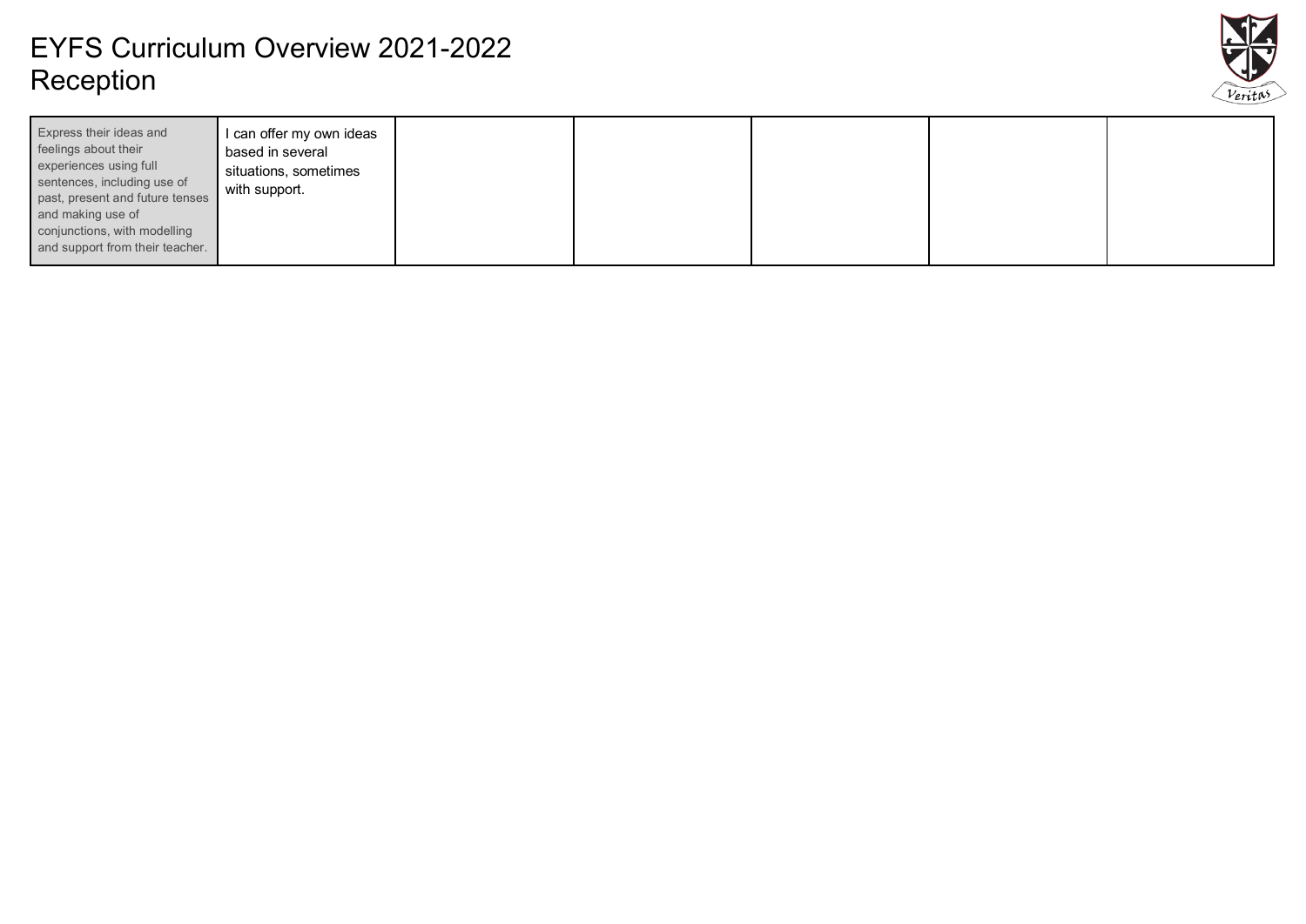# EYFS Curriculum Overview 2021-2022
Reception

| | | | | | | |
|---|---|---|---|---|---|---|
| Express their ideas and feelings about their experiences using full sentences, including use of past, present and future tenses and making use of conjunctions, with modelling and support from their teacher. | I can offer my own ideas based in several situations, sometimes with support. | | | | | |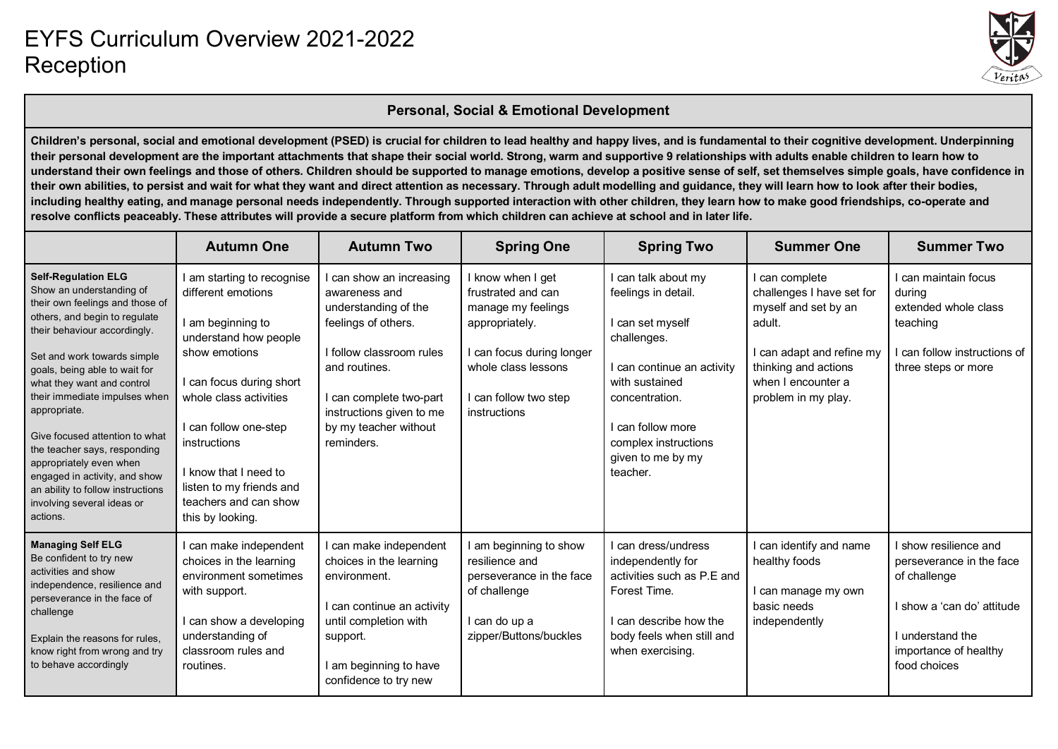# EYFS Curriculum Overview 2021-2022
# Reception

## Personal, Social & Emotional Development

**Children's personal, social and emotional development (PSED) is crucial for children to lead healthy and happy lives, and is fundamental to their cognitive development. Underpinning their personal development are the important attachments that shape their social world. Strong, warm and supportive 9 relationships with adults enable children to learn how to understand their own feelings and those of others. Children should be supported to manage emotions, develop a positive sense of self, set themselves simple goals, have confidence in their own abilities, to persist and wait for what they want and direct attention as necessary. Through adult modelling and guidance, they will learn how to look after their bodies, including healthy eating, and manage personal needs independently. Through supported interaction with other children, they learn how to make good friendships, co-operate and resolve conflicts peaceably. These attributes will provide a secure platform from which children can achieve at school and in later life.**

| | Autumn One | Autumn Two | Spring One | Spring Two | Summer One | Summer Two |
|---|---|---|---|---|---|---|
| **Self-Regulation ELG**<br>Show an understanding of their own feelings and those of others, and begin to regulate their behaviour accordingly.<br><br>Set and work towards simple goals, being able to wait for what they want and control their immediate impulses when appropriate.<br><br>Give focused attention to what the teacher says, responding appropriately even when engaged in activity, and show an ability to follow instructions involving several ideas or actions. | I am starting to recognise different emotions<br><br>I am beginning to understand how people show emotions<br><br>I can focus during short whole class activities<br><br>I can follow one-step instructions<br><br>I know that I need to listen to my friends and teachers and can show this by looking. | I can show an increasing awareness and understanding of the feelings of others.<br><br>I follow classroom rules and routines.<br><br>I can complete two-part instructions given to me by my teacher without reminders. | I know when I get frustrated and can manage my feelings appropriately.<br><br>I can focus during longer whole class lessons<br><br>I can follow two step instructions | I can talk about my feelings in detail.<br><br>I can set myself challenges.<br><br>I can continue an activity with sustained concentration.<br><br>I can follow more complex instructions given to me by my teacher. | I can complete challenges I have set for myself and set by an adult.<br><br>I can adapt and refine my thinking and actions when I encounter a problem in my play. | I can maintain focus during extended whole class teaching<br><br>I can follow instructions of three steps or more |
| **Managing Self ELG**<br>Be confident to try new activities and show independence, resilience and perseverance in the face of challenge<br><br>Explain the reasons for rules, know right from wrong and try to behave accordingly | I can make independent choices in the learning environment sometimes with support.<br><br>I can show a developing understanding of classroom rules and routines. | I can make independent choices in the learning environment.<br><br>I can continue an activity until completion with support.<br><br>I am beginning to have confidence to try new | I am beginning to show resilience and perseverance in the face of challenge<br><br>I can do up a zipper/Buttons/buckles | I can dress/undress independently for activities such as P.E and Forest Time.<br><br>I can describe how the body feels when still and when exercising. | I can identify and name healthy foods<br><br>I can manage my own basic needs independently | I show resilience and perseverance in the face of challenge<br><br>I show a 'can do' attitude<br><br>I understand the importance of healthy food choices |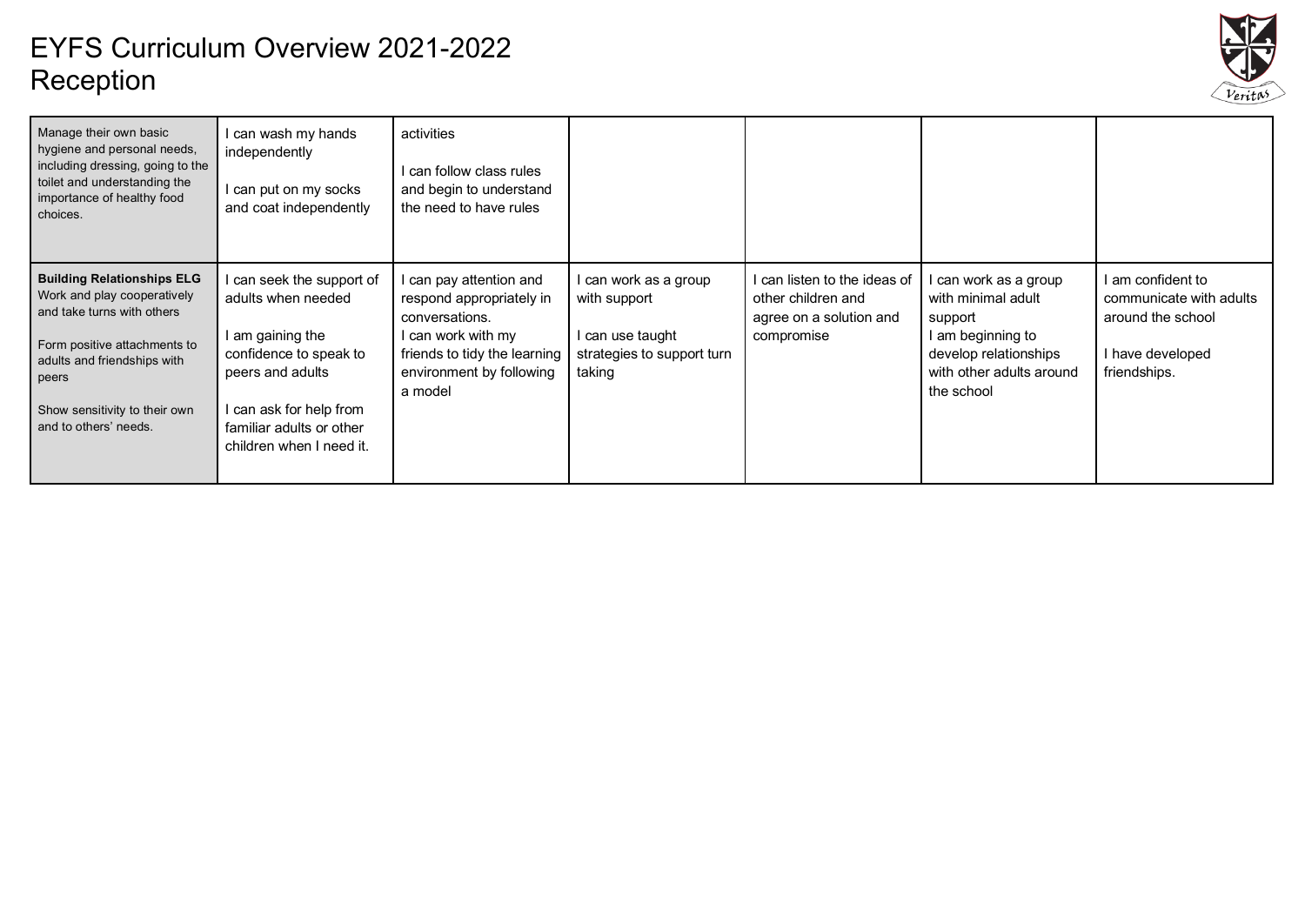# EYFS Curriculum Overview 2021-2022
# Reception

| | | | | | | |
|---|---|---|---|---|---|---|
| Manage their own basic hygiene and personal needs, including dressing, going to the toilet and understanding the importance of healthy food choices. | I can wash my hands independently<br><br>I can put on my socks and coat independently | activities<br><br>I can follow class rules and begin to understand the need to have rules | | | | |
| **Building Relationships ELG**<br>Work and play cooperatively and take turns with others<br><br>Form positive attachments to adults and friendships with peers<br><br>Show sensitivity to their own and to others' needs. | I can seek the support of adults when needed<br><br>I am gaining the confidence to speak to peers and adults<br><br>I can ask for help from familiar adults or other children when I need it. | I can pay attention and respond appropriately in conversations.<br>I can work with my friends to tidy the learning environment by following a model | I can work as a group with support<br><br>I can use taught strategies to support turn taking | I can listen to the ideas of other children and agree on a solution and compromise | I can work as a group with minimal adult support<br>I am beginning to develop relationships with other adults around the school | I am confident to communicate with adults around the school<br><br>I have developed friendships. |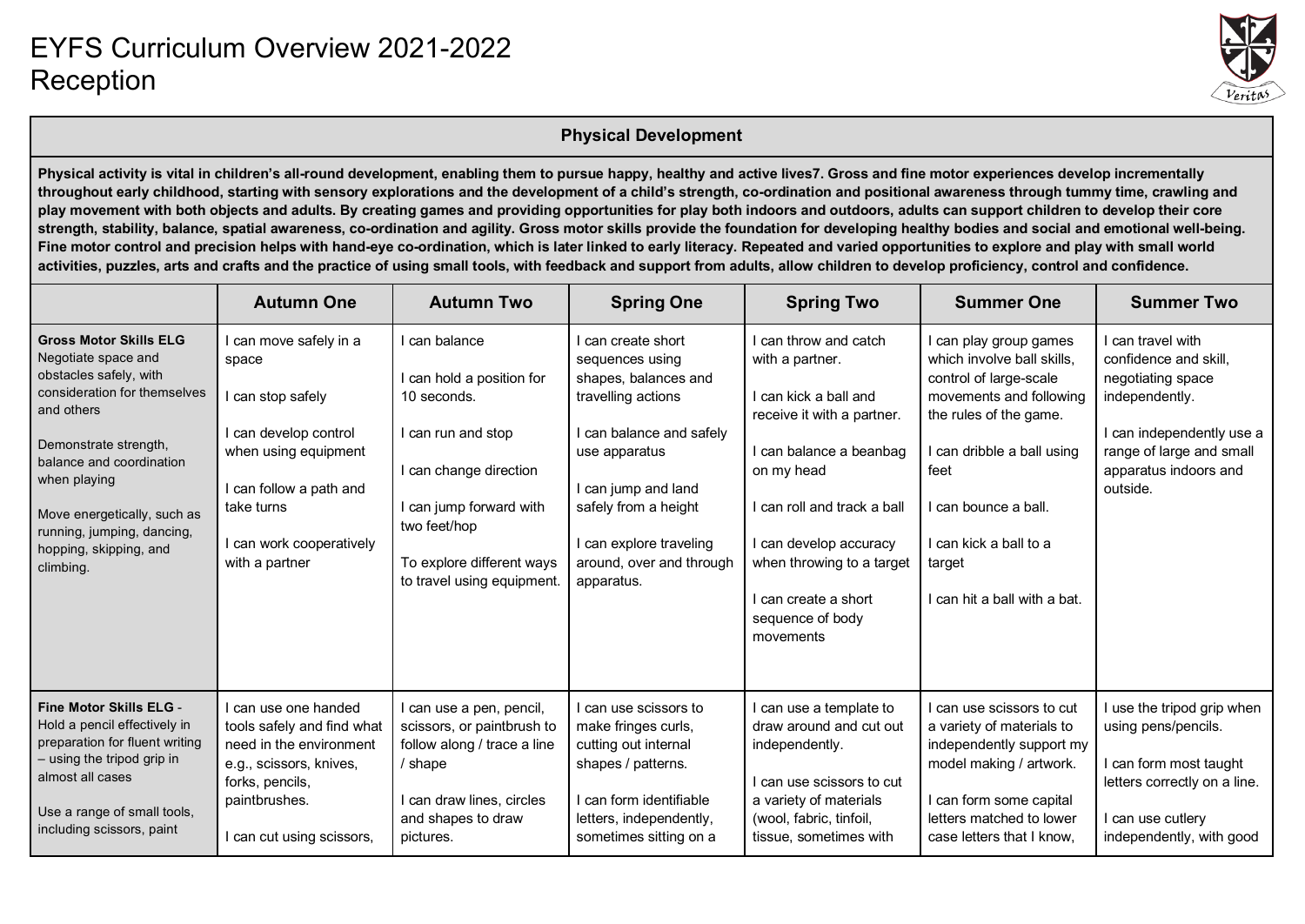# EYFS Curriculum Overview 2021-2022
# Reception

## Physical Development

**Physical activity is vital in children's all-round development, enabling them to pursue happy, healthy and active lives7. Gross and fine motor experiences develop incrementally throughout early childhood, starting with sensory explorations and the development of a child's strength, co-ordination and positional awareness through tummy time, crawling and play movement with both objects and adults. By creating games and providing opportunities for play both indoors and outdoors, adults can support children to develop their core strength, stability, balance, spatial awareness, co-ordination and agility. Gross motor skills provide the foundation for developing healthy bodies and social and emotional well-being. Fine motor control and precision helps with hand-eye co-ordination, which is later linked to early literacy. Repeated and varied opportunities to explore and play with small world activities, puzzles, arts and crafts and the practice of using small tools, with feedback and support from adults, allow children to develop proficiency, control and confidence.**

| | Autumn One | Autumn Two | Spring One | Spring Two | Summer One | Summer Two |
|---|---|---|---|---|---|---|
| **Gross Motor Skills ELG**<br>Negotiate space and obstacles safely, with consideration for themselves and others<br><br>Demonstrate strength, balance and coordination when playing<br><br>Move energetically, such as running, jumping, dancing, hopping, skipping, and climbing. | I can move safely in a space<br><br>I can stop safely<br><br>I can develop control when using equipment<br><br>I can follow a path and take turns<br><br>I can work cooperatively with a partner | I can balance<br><br>I can hold a position for 10 seconds.<br><br>I can run and stop<br><br>I can change direction<br><br>I can jump forward with two feet/hop<br><br>To explore different ways to travel using equipment. | I can create short sequences using shapes, balances and travelling actions<br><br>I can balance and safely use apparatus<br><br>I can jump and land safely from a height<br><br>I can explore traveling around, over and through apparatus. | I can throw and catch with a partner.<br><br>I can kick a ball and receive it with a partner.<br><br>I can balance a beanbag on my head<br><br>I can roll and track a ball<br><br>I can develop accuracy when throwing to a target<br><br>I can create a short sequence of body movements | I can play group games which involve ball skills, control of large-scale movements and following the rules of the game.<br><br>I can dribble a ball using feet<br><br>I can bounce a ball.<br><br>I can kick a ball to a target<br><br>I can hit a ball with a bat. | I can travel with confidence and skill, negotiating space independently.<br><br>I can independently use a range of large and small apparatus indoors and outside. |
| **Fine Motor Skills ELG** - Hold a pencil effectively in preparation for fluent writing – using the tripod grip in almost all cases<br><br>Use a range of small tools, including scissors, paint | I can use one handed tools safely and find what need in the environment e.g., scissors, knives, forks, pencils, paintbrushes.<br><br>I can cut using scissors, | I can use a pen, pencil, scissors, or paintbrush to follow along / trace a line / shape<br><br>I can draw lines, circles and shapes to draw pictures. | I can use scissors to make fringes curls, cutting out internal shapes / patterns.<br><br>I can form identifiable letters, independently, sometimes sitting on a | I can use a template to draw around and cut out independently.<br><br>I can use scissors to cut a variety of materials (wool, fabric, tinfoil, tissue, sometimes with | I can use scissors to cut a variety of materials to independently support my model making / artwork.<br><br>I can form some capital letters matched to lower case letters that I know, | I use the tripod grip when using pens/pencils.<br><br>I can form most taught letters correctly on a line.<br><br>I can use cutlery independently, with good |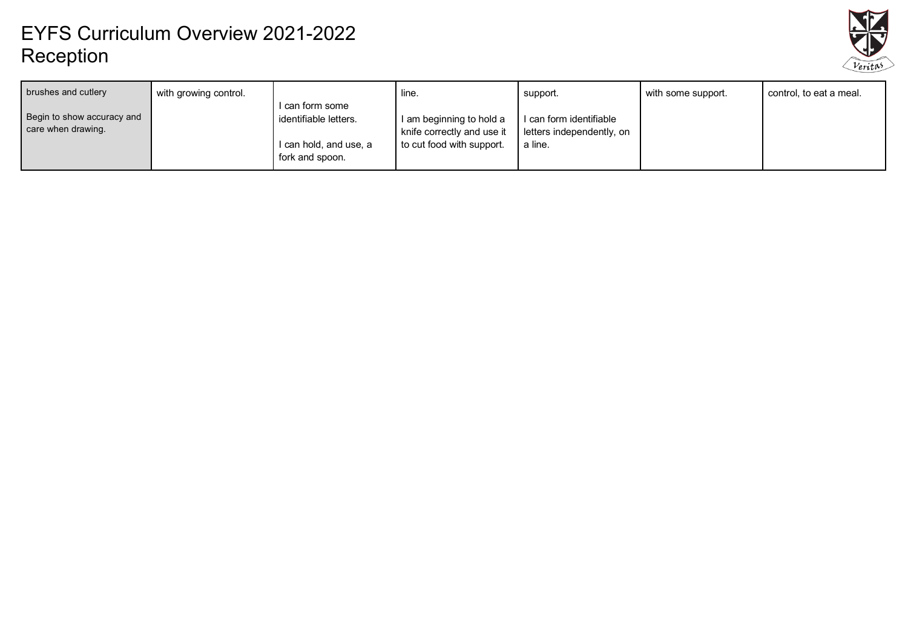# EYFS Curriculum Overview 2021-2022
Reception

| | | | | | | |
|---|---|---|---|---|---|---|
| brushes and cutlery<br><br>Begin to show accuracy and care when drawing. | with growing control. | I can form some identifiable letters.<br><br>I can hold, and use, a fork and spoon. | line.<br><br>I am beginning to hold a knife correctly and use it to cut food with support. | support.<br><br>I can form identifiable letters independently, on a line. | with some support. | control, to eat a meal. |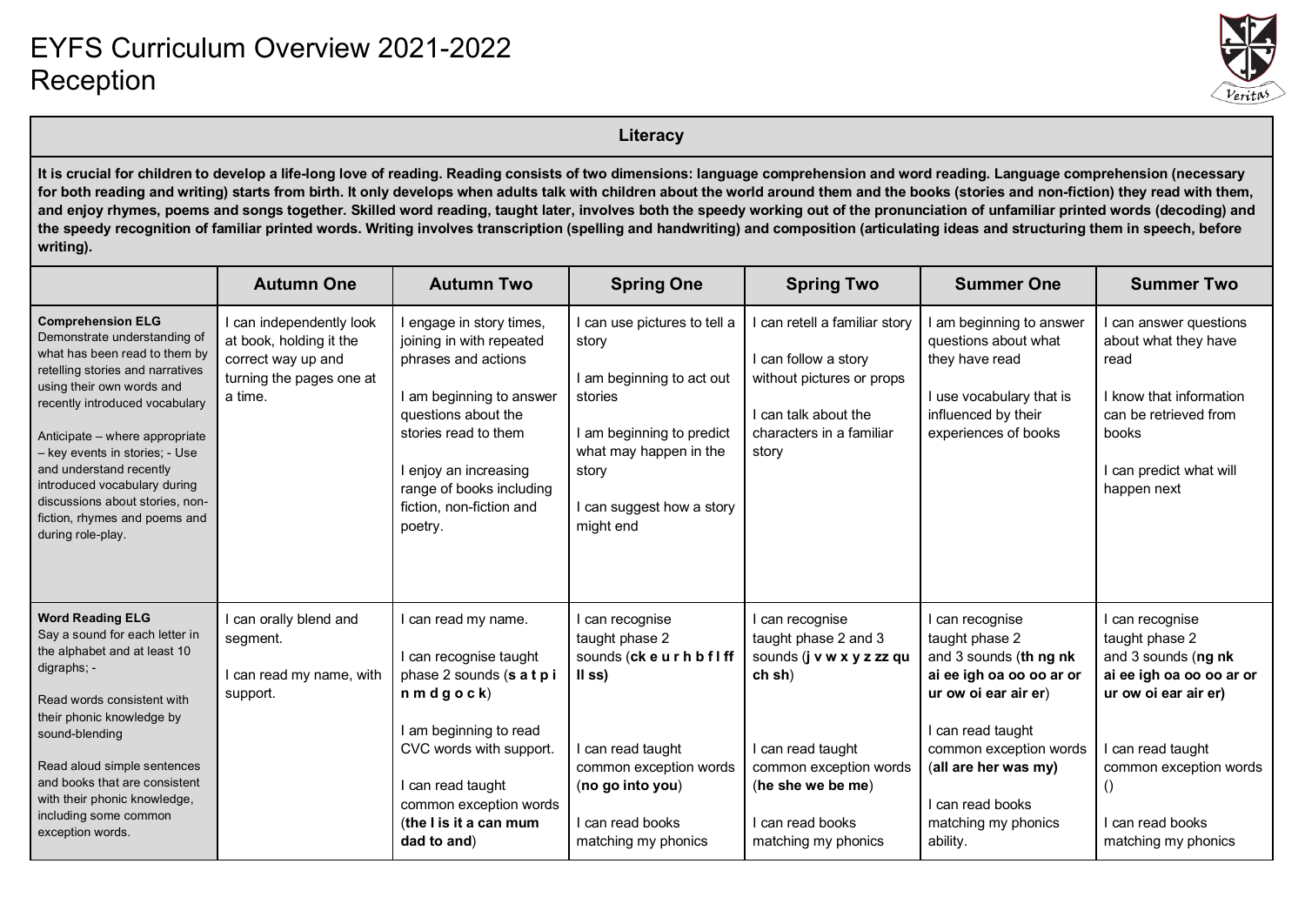# EYFS Curriculum Overview 2021-2022
# Reception

## Literacy

**It is crucial for children to develop a life-long love of reading. Reading consists of two dimensions: language comprehension and word reading. Language comprehension (necessary for both reading and writing) starts from birth. It only develops when adults talk with children about the world around them and the books (stories and non-fiction) they read with them, and enjoy rhymes, poems and songs together. Skilled word reading, taught later, involves both the speedy working out of the pronunciation of unfamiliar printed words (decoding) and the speedy recognition of familiar printed words. Writing involves transcription (spelling and handwriting) and composition (articulating ideas and structuring them in speech, before writing).**

| | Autumn One | Autumn Two | Spring One | Spring Two | Summer One | Summer Two |
|---|---|---|---|---|---|---|
| **Comprehension ELG**<br>Demonstrate understanding of what has been read to them by retelling stories and narratives using their own words and recently introduced vocabulary<br><br>Anticipate – where appropriate – key events in stories; - Use and understand recently introduced vocabulary during discussions about stories, non-fiction, rhymes and poems and during role-play. | I can independently look at book, holding it the correct way up and turning the pages one at a time. | I engage in story times, joining in with repeated phrases and actions<br><br>I am beginning to answer questions about the stories read to them<br><br>I enjoy an increasing range of books including fiction, non-fiction and poetry. | I can use pictures to tell a story<br><br>I am beginning to act out stories<br><br>I am beginning to predict what may happen in the story<br><br>I can suggest how a story might end | I can retell a familiar story<br><br>I can follow a story without pictures or props<br><br>I can talk about the characters in a familiar story | I am beginning to answer questions about what they have read<br><br>I use vocabulary that is influenced by their experiences of books | I can answer questions about what they have read<br><br>I know that information can be retrieved from books<br><br>I can predict what will happen next |
| **Word Reading ELG**<br>Say a sound for each letter in the alphabet and at least 10 digraphs; -<br><br>Read words consistent with their phonic knowledge by sound-blending<br><br>Read aloud simple sentences and books that are consistent with their phonic knowledge, including some common exception words. | I can orally blend and segment.<br><br>I can read my name, with support. | I can read my name.<br><br>I can recognise taught phase 2 sounds (**s a t p i n m d g o c k**)<br><br>I am beginning to read CVC words with support.<br><br>I can read taught common exception words (**the I is it a can mum dad to and**) | I can recognise taught phase 2 sounds (**ck e u r h b f l ff ll ss)**<br><br>I can read taught common exception words (**no go into you**)<br><br>I can read books matching my phonics | I can recognise taught phase 2 and 3 sounds (**j v w x y z zz qu ch sh**)<br><br>I can read taught common exception words (**he she we be me**)<br><br>I can read books matching my phonics | I can recognise taught phase 2 and 3 sounds (**th ng nk ai ee igh oa oo oo ar or ur ow oi ear air er**)<br><br>I can read taught common exception words (**all are her was my)**<br><br>I can read books matching my phonics ability. | I can recognise taught phase 2 and 3 sounds (**ng nk ai ee igh oa oo oo ar or ur ow oi ear air er)**<br><br>I can read taught common exception words ()<br><br>I can read books matching my phonics |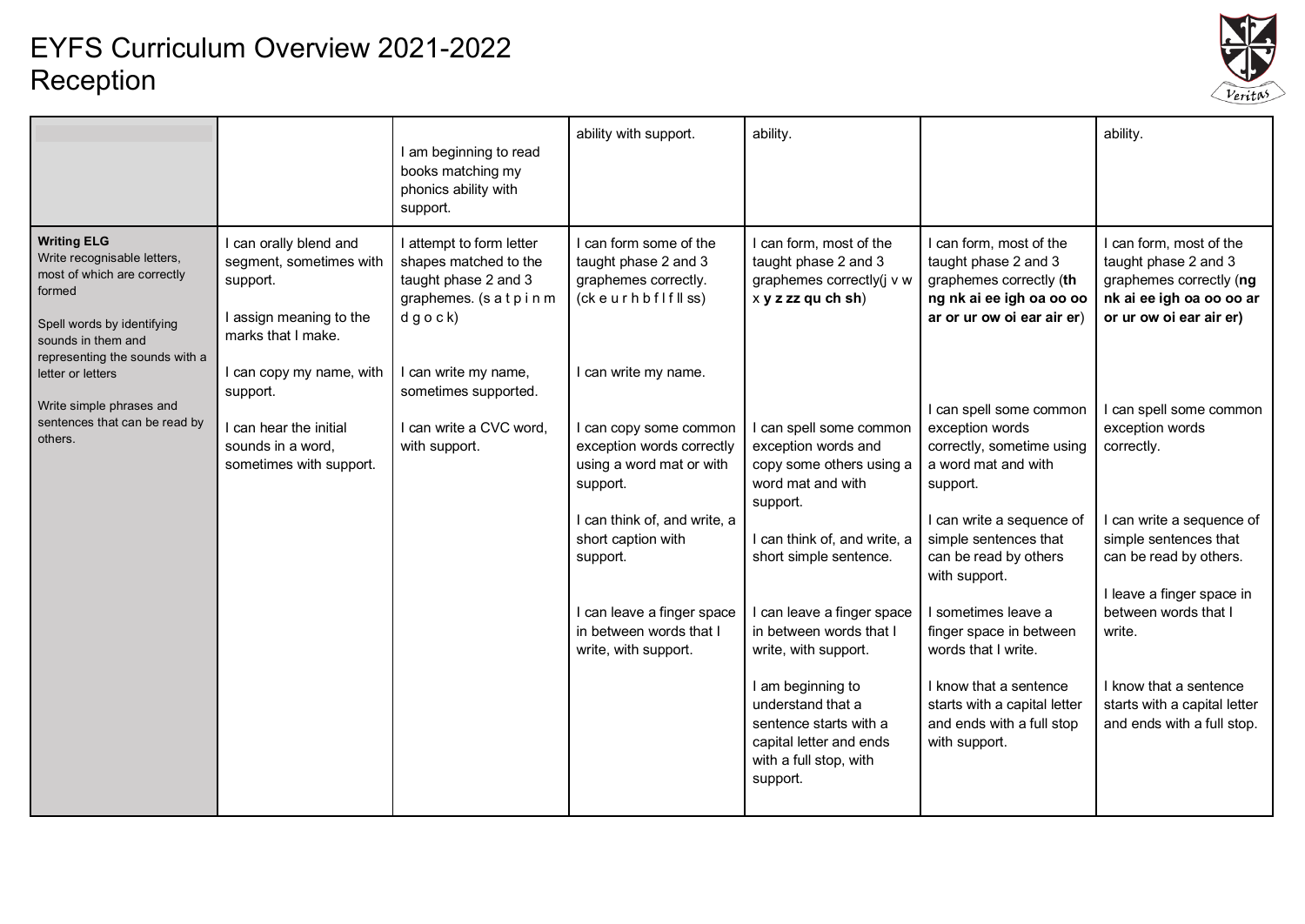# EYFS Curriculum Overview 2021-2022
## Reception

| | | | | | | |
|---|---|---|---|---|---|---|
| | | I am beginning to read books matching my phonics ability with support. | ability with support. | ability. | | ability. |
| **Writing ELG**<br>Write recognisable letters, most of which are correctly formed<br><br>Spell words by identifying sounds in them and representing the sounds with a letter or letters<br><br>Write simple phrases and sentences that can be read by others. | I can orally blend and segment, sometimes with support.<br><br>I assign meaning to the marks that I make.<br><br>I can copy my name, with support.<br><br>I can hear the initial sounds in a word, sometimes with support. | I attempt to form letter shapes matched to the taught phase 2 and 3 graphemes. (s a t p i n m d g o c k)<br><br>I can write my name, sometimes supported.<br><br>I can write a CVC word, with support. | I can form some of the taught phase 2 and 3 graphemes correctly. (ck e u r h b f l f ll ss)<br><br>I can write my name.<br><br>I can copy some common exception words correctly using a word mat or with support.<br><br>I can think of, and write, a short caption with support.<br><br>I can leave a finger space in between words that I write, with support. | I can form, most of the taught phase 2 and 3 graphemes correctly(j v w x **y z zz qu ch sh**)<br><br>I can spell some common exception words and copy some others using a word mat and with support.<br><br>I can think of, and write, a short simple sentence.<br><br>I can leave a finger space in between words that I write, with support.<br><br>I am beginning to understand that a sentence starts with a capital letter and ends with a full stop, with support. | I can form, most of the taught phase 2 and 3 graphemes correctly (**th ng nk ai ee igh oa oo oo ar or ur ow oi ear air er**)<br><br>I can spell some common exception words correctly, sometime using a word mat and with support.<br><br>I can write a sequence of simple sentences that can be read by others with support.<br><br>I sometimes leave a finger space in between words that I write.<br><br>I know that a sentence starts with a capital letter and ends with a full stop with support. | I can form, most of the taught phase 2 and 3 graphemes correctly (**ng nk ai ee igh oa oo oo ar or ur ow oi ear air er)**<br><br>I can spell some common exception words correctly.<br><br>I can write a sequence of simple sentences that can be read by others.<br><br>I leave a finger space in between words that I write.<br><br>I know that a sentence starts with a capital letter and ends with a full stop. |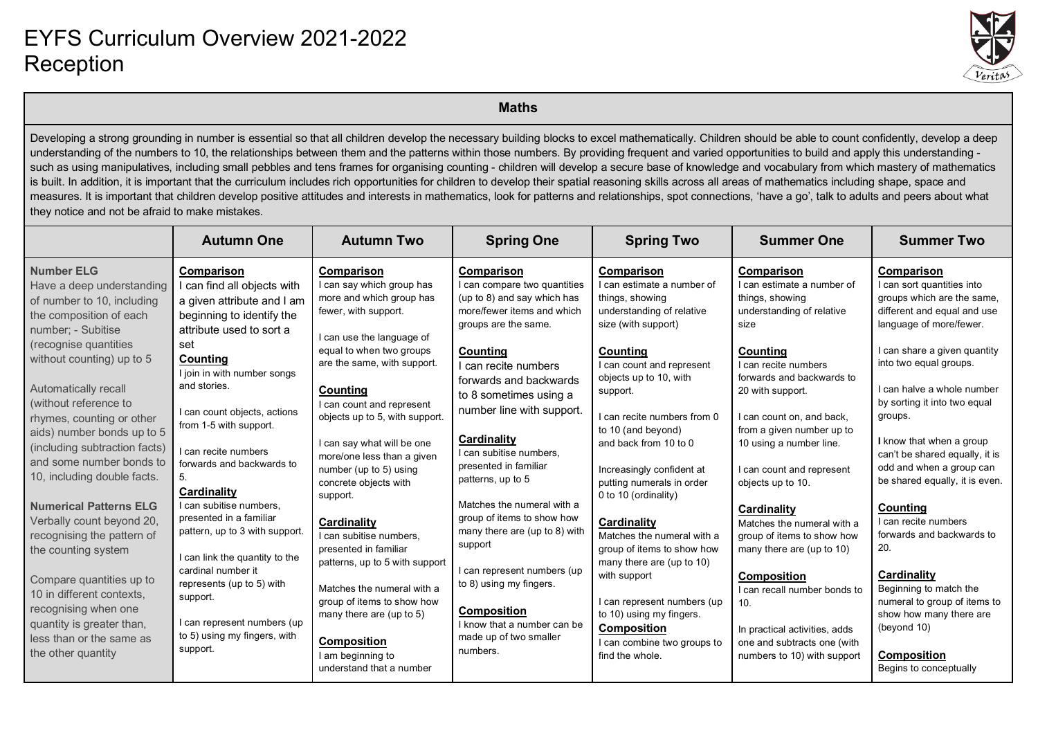# EYFS Curriculum Overview 2021-2022
# Reception

## Maths

Developing a strong grounding in number is essential so that all children develop the necessary building blocks to excel mathematically. Children should be able to count confidently, develop a deep understanding of the numbers to 10, the relationships between them and the patterns within those numbers. By providing frequent and varied opportunities to build and apply this understanding - such as using manipulatives, including small pebbles and tens frames for organising counting - children will develop a secure base of knowledge and vocabulary from which mastery of mathematics is built. In addition, it is important that the curriculum includes rich opportunities for children to develop their spatial reasoning skills across all areas of mathematics including shape, space and measures. It is important that children develop positive attitudes and interests in mathematics, look for patterns and relationships, spot connections, 'have a go', talk to adults and peers about what they notice and not be afraid to make mistakes.

| | Autumn One | Autumn Two | Spring One | Spring Two | Summer One | Summer Two |
|---|---|---|---|---|---|---|
| **Number ELG**<br>Have a deep understanding of number to 10, including the composition of each number; - Subitise (recognise quantities without counting) up to 5<br><br>Automatically recall (without reference to rhymes, counting or other aids) number bonds up to 5 (including subtraction facts) and some number bonds to 10, including double facts.<br><br>**Numerical Patterns ELG**<br>Verbally count beyond 20, recognising the pattern of the counting system<br><br>Compare quantities up to 10 in different contexts, recognising when one quantity is greater than, less than or the same as the other quantity | **Comparison**<br>I can find all objects with a given attribute and I am beginning to identify the attribute used to sort a set<br>**Counting**<br>I join in with number songs and stories.<br><br>I can count objects, actions from 1-5 with support.<br><br>I can recite numbers forwards and backwards to 5.<br>**Cardinality**<br>I can subitise numbers, presented in a familiar pattern, up to 3 with support.<br><br>I can link the quantity to the cardinal number it represents (up to 5) with support.<br><br>I can represent numbers (up to 5) using my fingers, with support. | **Comparison**<br>I can say which group has more and which group has fewer, with support.<br><br>I can use the language of equal to when two groups are the same, with support.<br><br>**Counting**<br>I can count and represent objects up to 5, with support.<br><br>I can say what will be one more/one less than a given number (up to 5) using concrete objects with support.<br><br>**Cardinality**<br>I can subitise numbers, presented in familiar patterns, up to 5 with support<br><br>Matches the numeral with a group of items to show how many there are (up to 5)<br><br>**Composition**<br>I am beginning to understand that a number | **Comparison**<br>I can compare two quantities (up to 8) and say which has more/fewer items and which groups are the same.<br><br>**Counting**<br>I can recite numbers forwards and backwards to 8 sometimes using a number line with support.<br><br>**Cardinality**<br>I can subitise numbers, presented in familiar patterns, up to 5<br><br>Matches the numeral with a group of items to show how many there are (up to 8) with support<br><br>I can represent numbers (up to 8) using my fingers.<br><br>**Composition**<br>I know that a number can be made up of two smaller numbers. | **Comparison**<br>I can estimate a number of things, showing understanding of relative size (with support)<br><br>**Counting**<br>I can count and represent objects up to 10, with support.<br><br>I can recite numbers from 0 to 10 (and beyond) and back from 10 to 0<br><br>Increasingly confident at putting numerals in order 0 to 10 (ordinality)<br><br>**Cardinality**<br>Matches the numeral with a group of items to show how many there are (up to 10) with support<br><br>I can represent numbers (up to 10) using my fingers.<br>**Composition**<br>I can combine two groups to find the whole. | **Comparison**<br>I can estimate a number of things, showing understanding of relative size<br><br>**Counting**<br>I can recite numbers forwards and backwards to 20 with support.<br><br>I can count on, and back, from a given number up to 10 using a number line.<br><br>I can count and represent objects up to 10.<br><br>**Cardinality**<br>Matches the numeral with a group of items to show how many there are (up to 10)<br><br>**Composition**<br>I can recall number bonds to 10.<br><br>In practical activities, adds one and subtracts one (with numbers to 10) with support | **Comparison**<br>I can sort quantities into groups which are the same, different and equal and use language of more/fewer.<br><br>I can share a given quantity into two equal groups.<br><br>I can halve a whole number by sorting it into two equal groups.<br><br>I know that when a group can't be shared equally, it is odd and when a group can be shared equally, it is even.<br><br>**Counting**<br>I can recite numbers forwards and backwards to 20.<br><br>**Cardinality**<br>Beginning to match the numeral to group of items to show how many there are (beyond 10)<br><br>**Composition**<br>Begins to conceptually |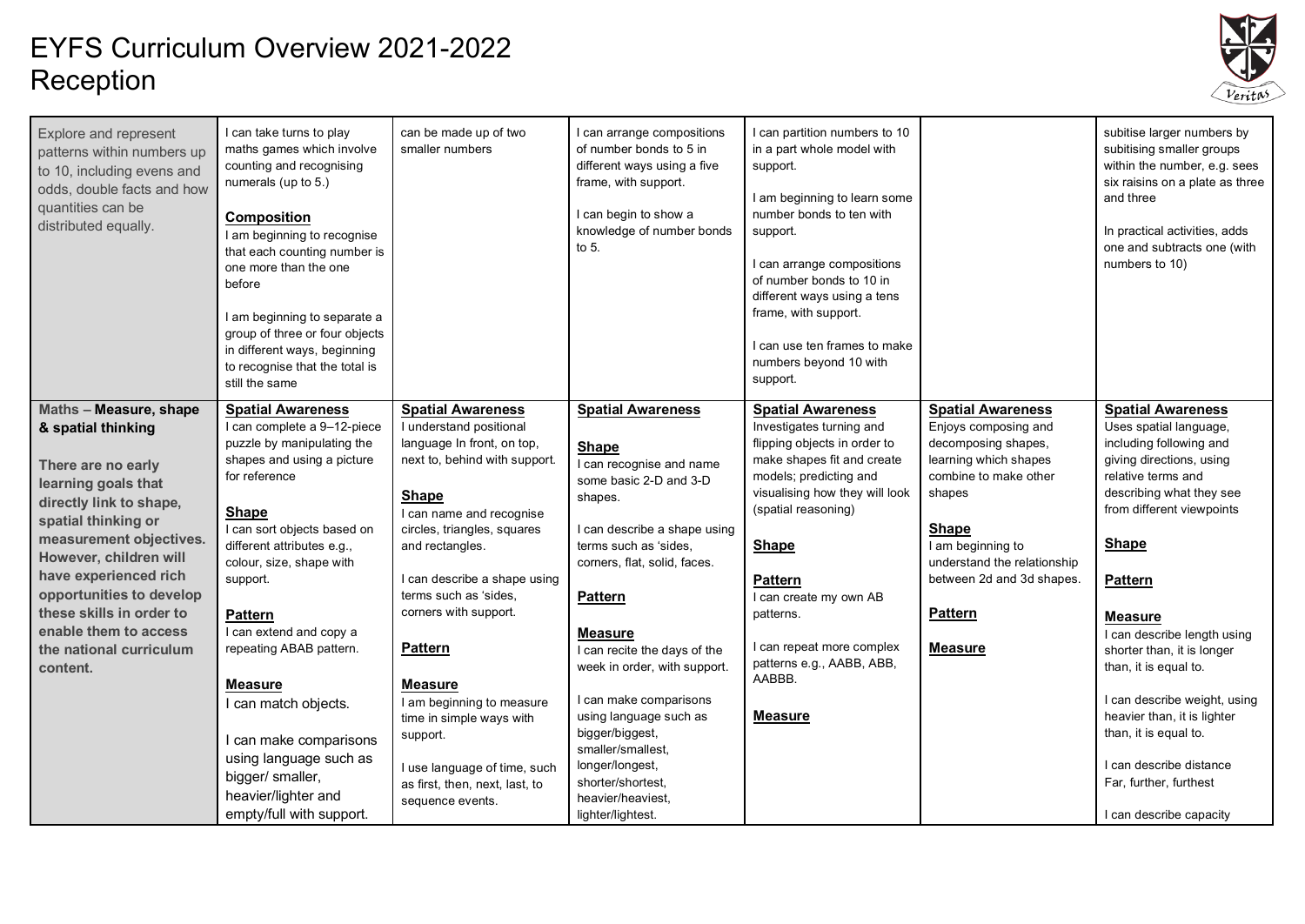# EYFS Curriculum Overview 2021-2022
# Reception

| | | | | | | |
|---|---|---|---|---|---|---|
| Explore and represent patterns within numbers up to 10, including evens and odds, double facts and how quantities can be distributed equally. | I can take turns to play maths games which involve counting and recognising numerals (up to 5.)<br><br>**Composition**<br>I am beginning to recognise that each counting number is one more than the one before<br><br>I am beginning to separate a group of three or four objects in different ways, beginning to recognise that the total is still the same | can be made up of two smaller numbers | I can arrange compositions of number bonds to 5 in different ways using a five frame, with support.<br><br>I can begin to show a knowledge of number bonds to 5. | I can partition numbers to 10 in a part whole model with support.<br><br>I am beginning to learn some number bonds to ten with support.<br><br>I can arrange compositions of number bonds to 10 in different ways using a tens frame, with support.<br><br>I can use ten frames to make numbers beyond 10 with support. | | subitise larger numbers by subitising smaller groups within the number, e.g. sees six raisins on a plate as three and three<br><br>In practical activities, adds one and subtracts one (with numbers to 10) |
| **Maths – Measure, shape & spatial thinking**<br><br>**There are no early learning goals that directly link to shape, spatial thinking or measurement objectives. However, children will have experienced rich opportunities to develop these skills in order to enable them to access the national curriculum content.** | **Spatial Awareness**<br>I can complete a 9–12-piece puzzle by manipulating the shapes and using a picture for reference<br><br>**Shape**<br>I can sort objects based on different attributes e.g., colour, size, shape with support.<br><br>**Pattern**<br>I can extend and copy a repeating ABAB pattern.<br><br>**Measure**<br>I can match objects.<br><br>I can make comparisons using language such as bigger/ smaller, heavier/lighter and empty/full with support. | **Spatial Awareness**<br>I understand positional language In front, on top, next to, behind with support.<br><br>**Shape**<br>I can name and recognise circles, triangles, squares and rectangles.<br><br>I can describe a shape using terms such as 'sides, corners with support.<br><br>**Pattern**<br><br>**Measure**<br>I am beginning to measure time in simple ways with support.<br><br>I use language of time, such as first, then, next, last, to sequence events. | **Spatial Awareness**<br><br>**Shape**<br>I can recognise and name some basic 2-D and 3-D shapes.<br><br>I can describe a shape using terms such as 'sides, corners, flat, solid, faces.<br><br>**Pattern**<br><br>**Measure**<br>I can recite the days of the week in order, with support.<br><br>I can make comparisons using language such as bigger/biggest, smaller/smallest, longer/longest, shorter/shortest, heavier/heaviest, lighter/lightest. | **Spatial Awareness**<br>Investigates turning and flipping objects in order to make shapes fit and create models; predicting and visualising how they will look (spatial reasoning)<br><br>**Shape**<br><br>**Pattern**<br>I can create my own AB patterns.<br><br>I can repeat more complex patterns e.g., AABB, ABB, AABBB.<br><br>**Measure** | **Spatial Awareness**<br>Enjoys composing and decomposing shapes, learning which shapes combine to make other shapes<br><br>**Shape**<br>I am beginning to understand the relationship between 2d and 3d shapes.<br><br>**Pattern**<br><br>**Measure** | **Spatial Awareness**<br>Uses spatial language, including following and giving directions, using relative terms and describing what they see from different viewpoints<br><br>**Shape**<br><br>**Pattern**<br><br>**Measure**<br>I can describe length using shorter than, it is longer than, it is equal to.<br><br>I can describe weight, using heavier than, it is lighter than, it is equal to.<br><br>I can describe distance Far, further, furthest<br><br>I can describe capacity |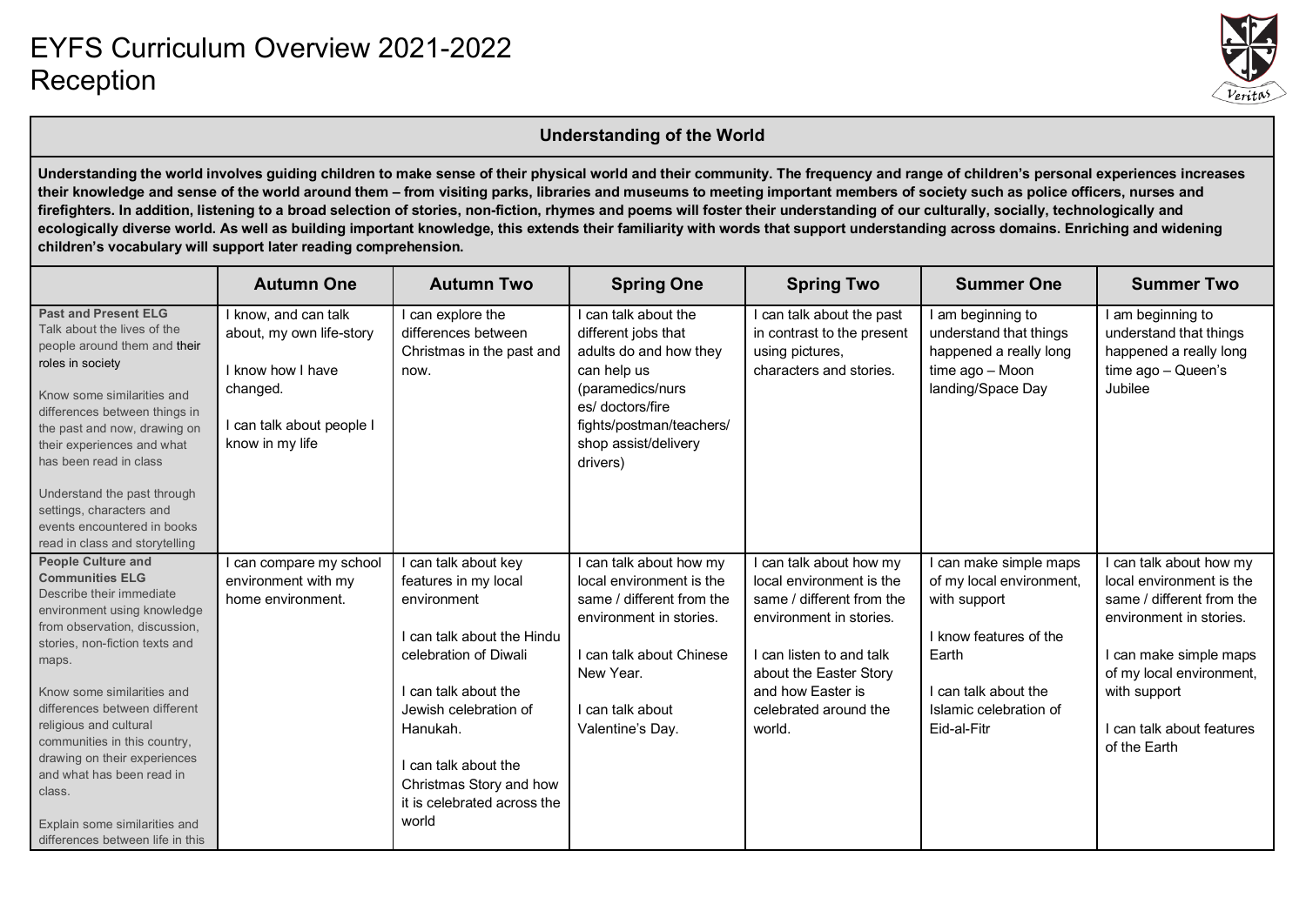# EYFS Curriculum Overview 2021-2022
## Reception

| Understanding of the World | | | | | | |
|---|---|---|---|---|---|---|
| **Understanding the world involves guiding children to make sense of their physical world and their community. The frequency and range of children's personal experiences increases their knowledge and sense of the world around them – from visiting parks, libraries and museums to meeting important members of society such as police officers, nurses and firefighters. In addition, listening to a broad selection of stories, non-fiction, rhymes and poems will foster their understanding of our culturally, socially, technologically and ecologically diverse world. As well as building important knowledge, this extends their familiarity with words that support understanding across domains. Enriching and widening children's vocabulary will support later reading comprehension.** | | | | | | |
| | **Autumn One** | **Autumn Two** | **Spring One** | **Spring Two** | **Summer One** | **Summer Two** |
| **Past and Present ELG**<br>Talk about the lives of the people around them and their roles in society<br><br>Know some similarities and differences between things in the past and now, drawing on their experiences and what has been read in class<br><br>Understand the past through settings, characters and events encountered in books read in class and storytelling | I know, and can talk about, my own life-story<br><br>I know how I have changed.<br><br>I can talk about people I know in my life | I can explore the differences between Christmas in the past and now. | I can talk about the different jobs that adults do and how they can help us (paramedics/nurses/ doctors/fire fights/postman/teachers/ shop assist/delivery drivers) | I can talk about the past in contrast to the present using pictures, characters and stories. | I am beginning to understand that things happened a really long time ago – Moon landing/Space Day | I am beginning to understand that things happened a really long time ago – Queen's Jubilee |
| **People Culture and Communities ELG**<br>Describe their immediate environment using knowledge from observation, discussion, stories, non-fiction texts and maps.<br><br>Know some similarities and differences between different religious and cultural communities in this country, drawing on their experiences and what has been read in class.<br><br>Explain some similarities and differences between life in this | I can compare my school environment with my home environment. | I can talk about key features in my local environment<br><br>I can talk about the Hindu celebration of Diwali<br><br>I can talk about the Jewish celebration of Hanukah.<br><br>I can talk about the Christmas Story and how it is celebrated across the world | I can talk about how my local environment is the same / different from the environment in stories.<br><br>I can talk about Chinese New Year.<br><br>I can talk about Valentine's Day. | I can talk about how my local environment is the same / different from the environment in stories.<br><br>I can listen to and talk about the Easter Story and how Easter is celebrated around the world. | I can make simple maps of my local environment, with support<br><br>I know features of the Earth<br><br>I can talk about the Islamic celebration of Eid-al-Fitr | I can talk about how my local environment is the same / different from the environment in stories.<br><br>I can make simple maps of my local environment, with support<br><br>I can talk about features of the Earth |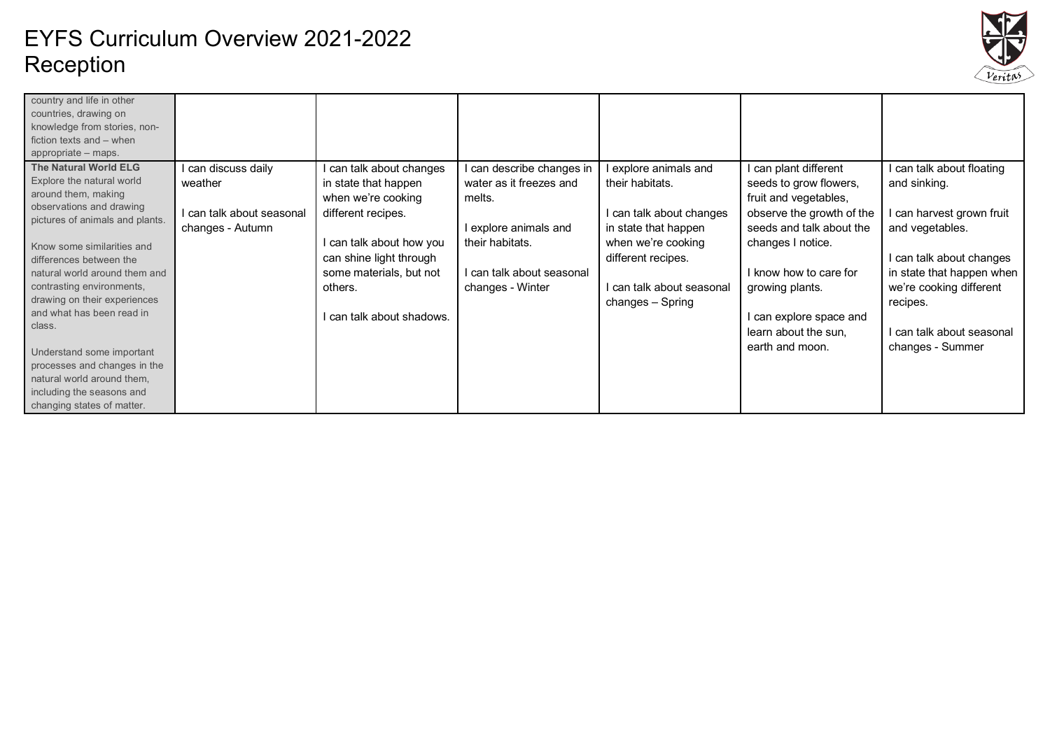# EYFS Curriculum Overview 2021-2022
# Reception

| | | | | | | |
|---|---|---|---|---|---|---|
| country and life in other countries, drawing on knowledge from stories, non-fiction texts and – when appropriate – maps. | | | | | | |
| **The Natural World ELG**<br>Explore the natural world around them, making observations and drawing pictures of animals and plants.<br><br>Know some similarities and differences between the natural world around them and contrasting environments, drawing on their experiences and what has been read in class.<br><br>Understand some important processes and changes in the natural world around them, including the seasons and changing states of matter. | I can discuss daily weather<br><br>I can talk about seasonal changes - Autumn | I can talk about changes in state that happen when we're cooking different recipes.<br><br>I can talk about how you can shine light through some materials, but not others.<br><br>I can talk about shadows. | I can describe changes in water as it freezes and melts.<br><br>I explore animals and their habitats.<br><br>I can talk about seasonal changes - Winter | I explore animals and their habitats.<br><br>I can talk about changes in state that happen when we're cooking different recipes.<br><br>I can talk about seasonal changes – Spring | I can plant different seeds to grow flowers, fruit and vegetables, observe the growth of the seeds and talk about the changes I notice.<br><br>I know how to care for growing plants.<br><br>I can explore space and learn about the sun, earth and moon. | I can talk about floating and sinking.<br><br>I can harvest grown fruit and vegetables.<br><br>I can talk about changes in state that happen when we're cooking different recipes.<br><br>I can talk about seasonal changes - Summer |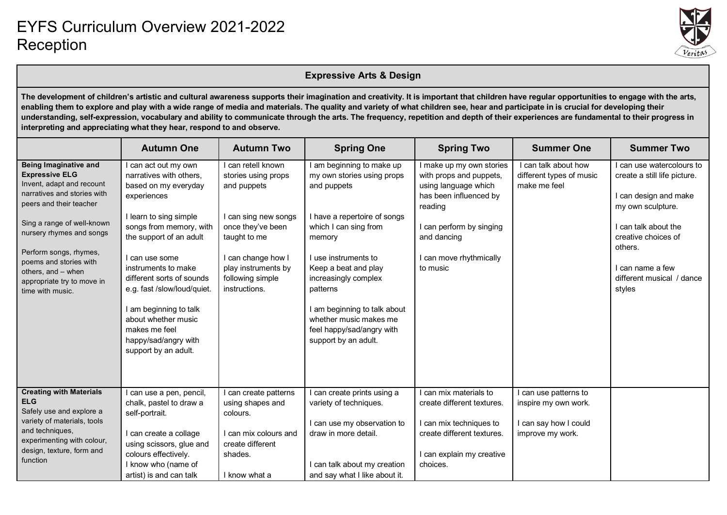# EYFS Curriculum Overview 2021-2022
# Reception

| Expressive Arts & Design | | | | | | |
|---|---|---|---|---|---|---|
| **The development of children's artistic and cultural awareness supports their imagination and creativity. It is important that children have regular opportunities to engage with the arts, enabling them to explore and play with a wide range of media and materials. The quality and variety of what children see, hear and participate in is crucial for developing their understanding, self-expression, vocabulary and ability to communicate through the arts. The frequency, repetition and depth of their experiences are fundamental to their progress in interpreting and appreciating what they hear, respond to and observe.** | | | | | | |
| | **Autumn One** | **Autumn Two** | **Spring One** | **Spring Two** | **Summer One** | **Summer Two** |
| **Being Imaginative and Expressive ELG**<br>Invent, adapt and recount narratives and stories with peers and their teacher<br><br>Sing a range of well-known nursery rhymes and songs<br><br>Perform songs, rhymes, poems and stories with others, and – when appropriate try to move in time with music. | I can act out my own narratives with others, based on my everyday experiences<br><br>I learn to sing simple songs from memory, with the support of an adult<br><br>I can use some instruments to make different sorts of sounds e.g. fast /slow/loud/quiet.<br><br>I am beginning to talk about whether music makes me feel happy/sad/angry with support by an adult. | I can retell known stories using props and puppets<br><br>I can sing new songs once they've been taught to me<br><br>I can change how I play instruments by following simple instructions. | I am beginning to make up my own stories using props and puppets<br><br>I have a repertoire of songs which I can sing from memory<br><br>I use instruments to Keep a beat and play increasingly complex patterns<br><br>I am beginning to talk about whether music makes me feel happy/sad/angry with support by an adult. | I make up my own stories with props and puppets, using language which has been influenced by reading<br><br>I can perform by singing and dancing<br><br>I can move rhythmically to music | I can talk about how different types of music make me feel | I can use watercolours to create a still life picture.<br><br>I can design and make my own sculpture.<br><br>I can talk about the creative choices of others.<br><br>I can name a few different musical / dance styles |
| **Creating with Materials ELG**<br>Safely use and explore a variety of materials, tools and techniques, experimenting with colour, design, texture, form and function | I can use a pen, pencil, chalk, pastel to draw a self-portrait.<br><br>I can create a collage using scissors, glue and colours effectively.<br>I know who (name of artist) is and can talk | I can create patterns using shapes and colours.<br><br>I can mix colours and create different shades.<br><br>I know what a | I can create prints using a variety of techniques.<br><br>I can use my observation to draw in more detail.<br><br>I can talk about my creation and say what I like about it. | I can mix materials to create different textures.<br><br>I can mix techniques to create different textures.<br><br>I can explain my creative choices. | I can use patterns to inspire my own work.<br><br>I can say how I could improve my work. | |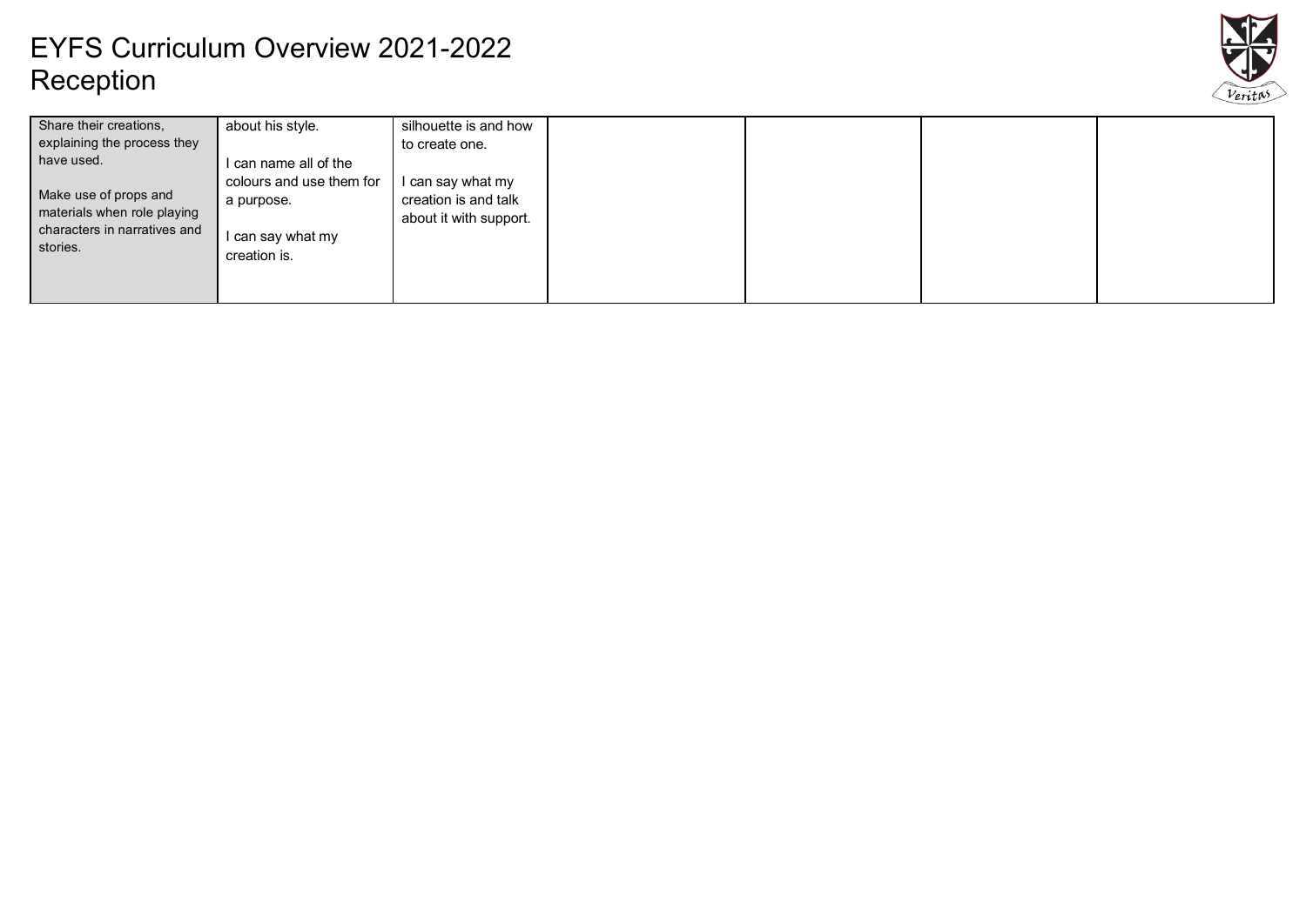# EYFS Curriculum Overview 2021-2022
# Reception

| | | | | | | |
|---|---|---|---|---|---|---|
| Share their creations, explaining the process they have used.<br><br>Make use of props and materials when role playing characters in narratives and stories. | about his style.<br><br>I can name all of the colours and use them for a purpose.<br><br>I can say what my creation is. | silhouette is and how to create one.<br><br>I can say what my creation is and talk about it with support. | | | | |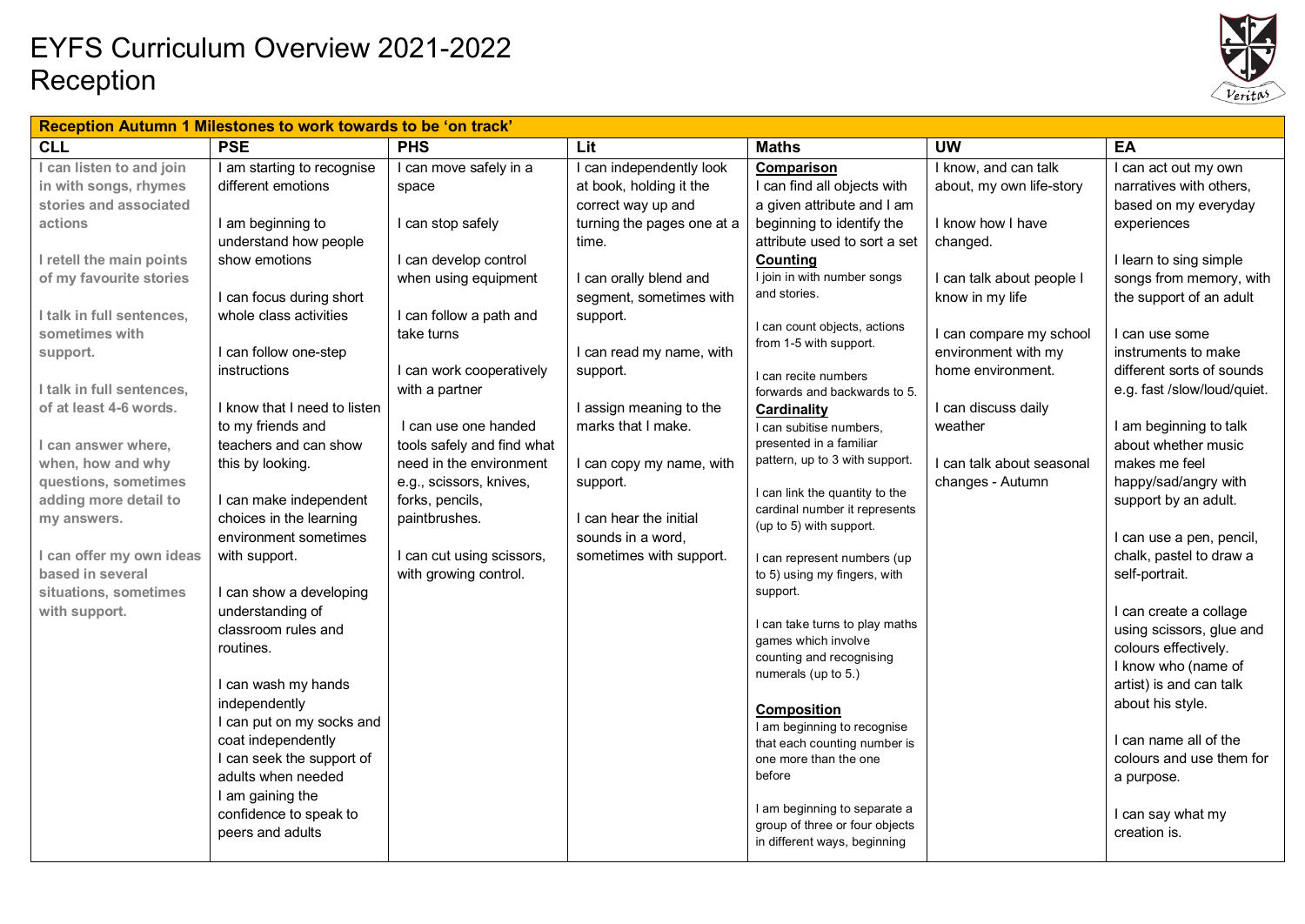# EYFS Curriculum Overview 2021-2022
# Reception

| Reception Autumn 1 Milestones to work towards to be 'on track' | | | | | | |
|---|---|---|---|---|---|---|
| **CLL** | **PSE** | **PHS** | **Lit** | **Maths** | **UW** | **EA** |
| I can listen to and join in with songs, rhymes stories and associated actions<br><br>I retell the main points of my favourite stories<br><br>I talk in full sentences, sometimes with support.<br><br>I talk in full sentences, of at least 4-6 words.<br><br>I can answer where, when, how and why questions, sometimes adding more detail to my answers.<br><br>I can offer my own ideas based in several situations, sometimes with support. | I am starting to recognise different emotions<br><br>I am beginning to understand how people show emotions<br><br>I can focus during short whole class activities<br><br>I can follow one-step instructions<br><br>I know that I need to listen to my friends and teachers and can show this by looking.<br><br>I can make independent choices in the learning environment sometimes with support.<br><br>I can show a developing understanding of classroom rules and routines.<br><br>I can wash my hands independently<br>I can put on my socks and coat independently<br>I can seek the support of adults when needed<br>I am gaining the confidence to speak to peers and adults | I can move safely in a space<br><br>I can stop safely<br><br>I can develop control when using equipment<br><br>I can follow a path and take turns<br><br>I can work cooperatively with a partner<br><br>I can use one handed tools safely and find what need in the environment e.g., scissors, knives, forks, pencils, paintbrushes.<br><br>I can cut using scissors, with growing control. | I can independently look at book, holding it the correct way up and turning the pages one at a time.<br><br>I can orally blend and segment, sometimes with support.<br><br>I can read my name, with support.<br><br>I assign meaning to the marks that I make.<br><br>I can copy my name, with support.<br><br>I can hear the initial sounds in a word, sometimes with support. | **Comparison**<br>I can find all objects with a given attribute and I am beginning to identify the attribute used to sort a set<br>**Counting**<br>I join in with number songs and stories.<br><br>I can count objects, actions from 1-5 with support.<br><br>I can recite numbers forwards and backwards to 5.<br>**Cardinality**<br>I can subitise numbers, presented in a familiar pattern, up to 3 with support.<br><br>I can link the quantity to the cardinal number it represents (up to 5) with support.<br><br>I can represent numbers (up to 5) using my fingers, with support.<br><br>I can take turns to play maths games which involve counting and recognising numerals (up to 5.)<br><br>**Composition**<br>I am beginning to recognise that each counting number is one more than the one before<br><br>I am beginning to separate a group of three or four objects in different ways, beginning | I know, and can talk about, my own life-story<br><br>I know how I have changed.<br><br>I can talk about people I know in my life<br><br>I can compare my school environment with my home environment.<br><br>I can discuss daily weather<br><br>I can talk about seasonal changes - Autumn | I can act out my own narratives with others, based on my everyday experiences<br><br>I learn to sing simple songs from memory, with the support of an adult<br><br>I can use some instruments to make different sorts of sounds e.g. fast /slow/loud/quiet.<br><br>I am beginning to talk about whether music makes me feel happy/sad/angry with support by an adult.<br><br>I can use a pen, pencil, chalk, pastel to draw a self-portrait.<br><br>I can create a collage using scissors, glue and colours effectively.<br>I know who (name of artist) is and can talk about his style.<br><br>I can name all of the colours and use them for a purpose.<br><br>I can say what my creation is. |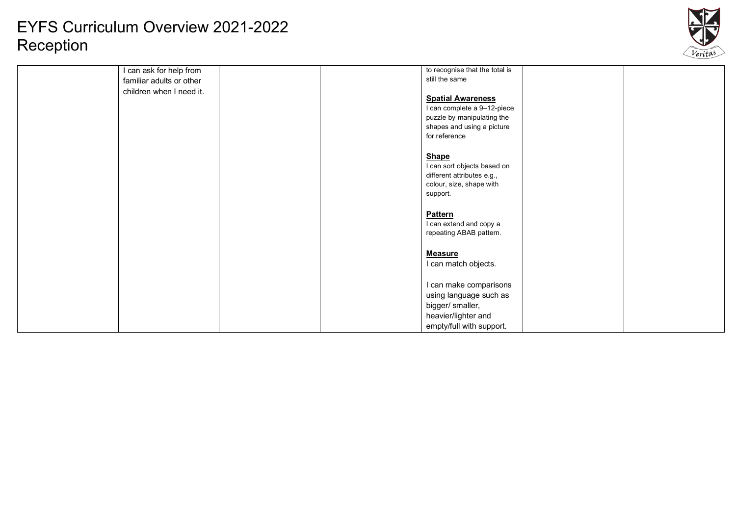# EYFS Curriculum Overview 2021-2022
# Reception

| | | | | | | |
|---|---|---|---|---|---|---|
| | I can ask for help from familiar adults or other children when I need it. | | | to recognise that the total is still the same<br><br>**Spatial Awareness**<br>I can complete a 9–12-piece puzzle by manipulating the shapes and using a picture for reference<br><br>**Shape**<br>I can sort objects based on different attributes e.g., colour, size, shape with support.<br><br>**Pattern**<br>I can extend and copy a repeating ABAB pattern.<br><br>**Measure**<br>I can match objects.<br><br>I can make comparisons using language such as bigger/ smaller, heavier/lighter and empty/full with support. | | |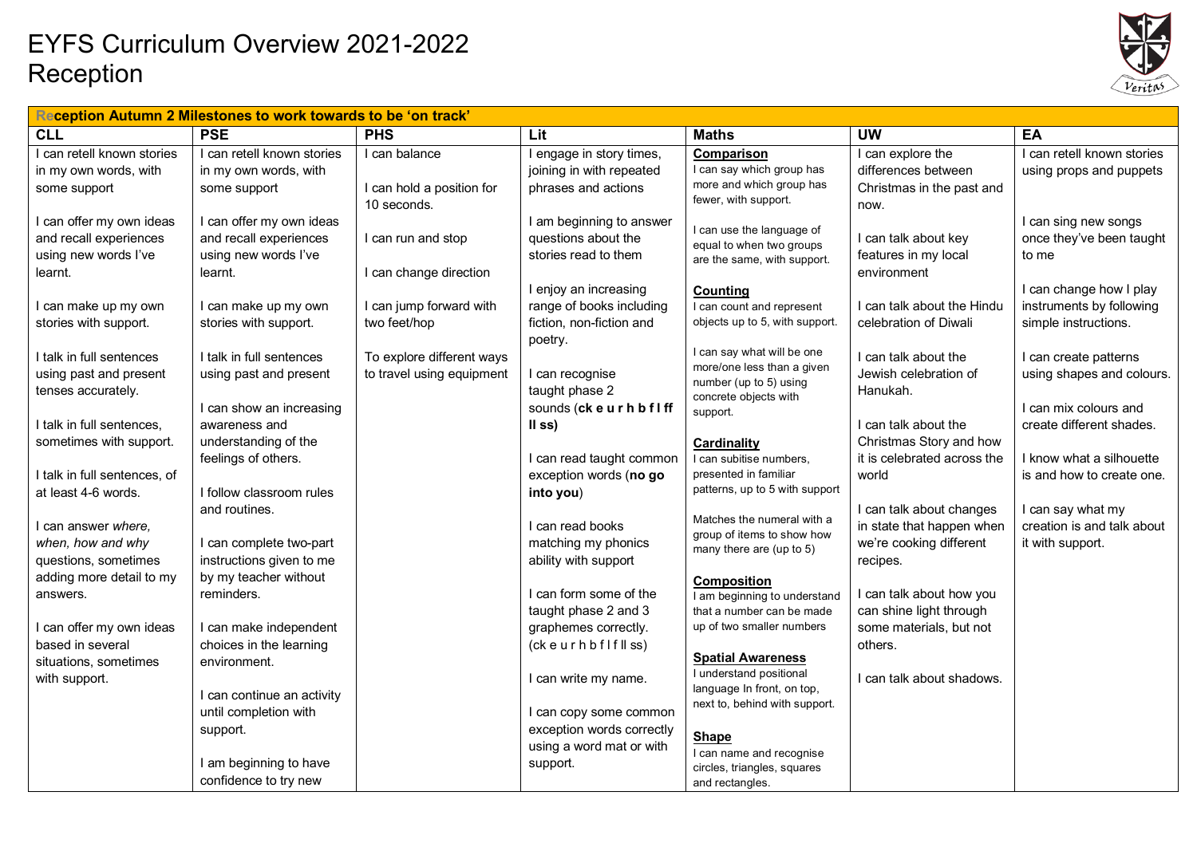# EYFS Curriculum Overview 2021-2022
# Reception

| Reception Autumn 2 Milestones to work towards to be 'on track' | | | | | | |
|---|---|---|---|---|---|---|
| **CLL** | **PSE** | **PHS** | **Lit** | **Maths** | **UW** | **EA** |
| I can retell known stories in my own words, with some support<br><br>I can offer my own ideas and recall experiences using new words I've learnt.<br><br>I can make up my own stories with support.<br><br>I talk in full sentences using past and present tenses accurately.<br><br>I talk in full sentences, sometimes with support.<br><br>I talk in full sentences, of at least 4-6 words.<br><br>I can answer *where, when, how and why* questions, sometimes adding more detail to my answers.<br><br>I can offer my own ideas based in several situations, sometimes with support. | I can retell known stories in my own words, with some support<br><br>I can offer my own ideas and recall experiences using new words I've learnt.<br><br>I can make up my own stories with support.<br><br>I talk in full sentences using past and present<br><br>I can show an increasing awareness and understanding of the feelings of others.<br><br>I follow classroom rules and routines.<br><br>I can complete two-part instructions given to me by my teacher without reminders.<br><br>I can make independent choices in the learning environment.<br><br>I can continue an activity until completion with support.<br><br>I am beginning to have confidence to try new | I can balance<br><br>I can hold a position for 10 seconds.<br><br>I can run and stop<br><br>I can change direction<br><br>I can jump forward with two feet/hop<br><br>To explore different ways to travel using equipment | I engage in story times, joining in with repeated phrases and actions<br><br>I am beginning to answer questions about the stories read to them<br><br>I enjoy an increasing range of books including fiction, non-fiction and poetry.<br><br>I can recognise taught phase 2 sounds (**ck e u r h b f l ff ll ss**)<br><br>I can read taught common exception words (**no go into you**)<br><br>I can read books matching my phonics ability with support<br><br>I can form some of the taught phase 2 and 3 graphemes correctly. (ck e u r h b f l f ll ss)<br><br>I can write my name.<br><br>I can copy some common exception words correctly using a word mat or with support. | **Comparison**<br>I can say which group has more and which group has fewer, with support.<br><br>I can use the language of equal to when two groups are the same, with support.<br><br>**Counting**<br>I can count and represent objects up to 5, with support.<br><br>I can say what will be one more/one less than a given number (up to 5) using concrete objects with support.<br><br>**Cardinality**<br>I can subitise numbers, presented in familiar patterns, up to 5 with support<br><br>Matches the numeral with a group of items to show how many there are (up to 5)<br><br>**Composition**<br>I am beginning to understand that a number can be made up of two smaller numbers<br><br>**Spatial Awareness**<br>I understand positional language In front, on top, next to, behind with support.<br><br>**Shape**<br>I can name and recognise circles, triangles, squares and rectangles. | I can explore the differences between Christmas in the past and now.<br><br>I can talk about key features in my local environment<br><br>I can talk about the Hindu celebration of Diwali<br><br>I can talk about the Jewish celebration of Hanukah.<br><br>I can talk about the Christmas Story and how it is celebrated across the world<br><br>I can talk about changes in state that happen when we're cooking different recipes.<br><br>I can talk about how you can shine light through some materials, but not others.<br><br>I can talk about shadows. | I can retell known stories using props and puppets<br><br>I can sing new songs once they've been taught to me<br><br>I can change how I play instruments by following simple instructions.<br><br>I can create patterns using shapes and colours.<br><br>I can mix colours and create different shades.<br><br>I know what a silhouette is and how to create one.<br><br>I can say what my creation is and talk about it with support. |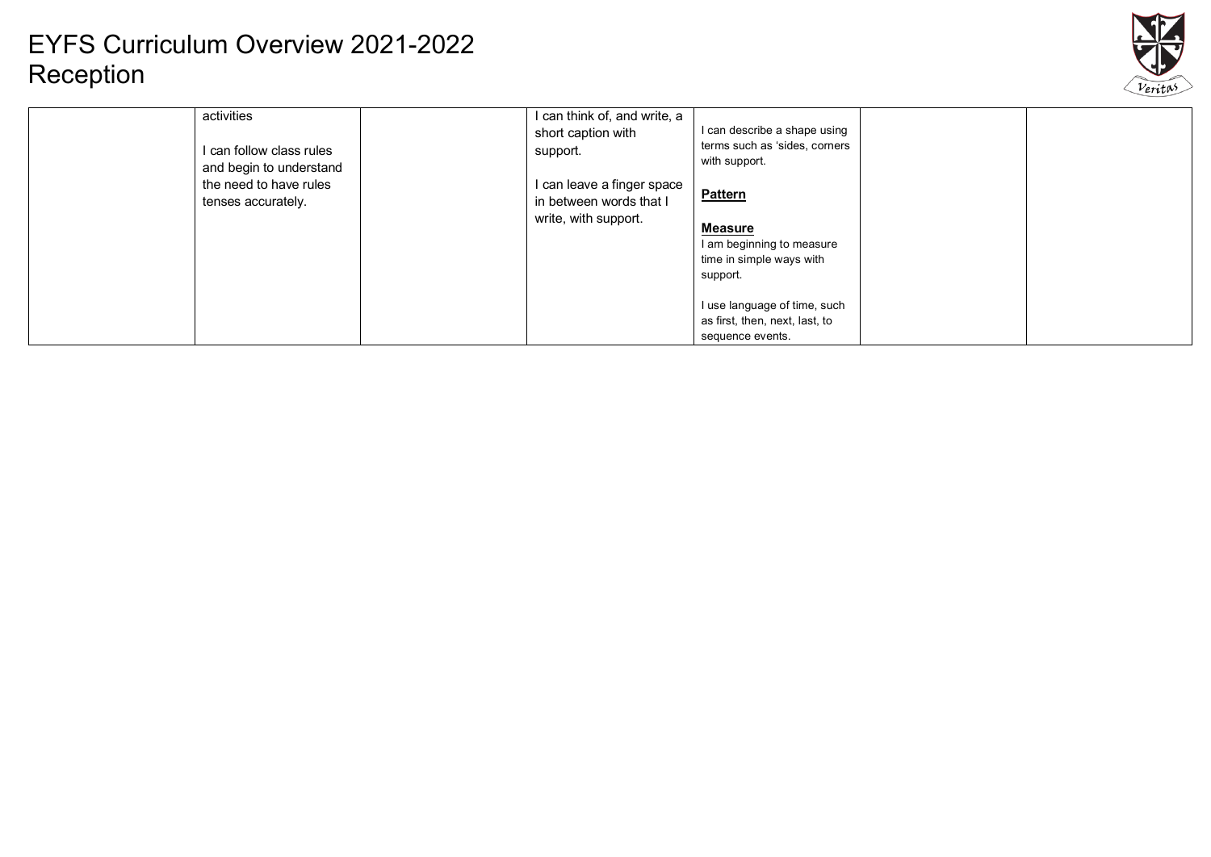# EYFS Curriculum Overview 2021-2022
# Reception

| | | | | | | |
|---|---|---|---|---|---|---|
| | activities<br><br>I can follow class rules and begin to understand the need to have rules tenses accurately. | | I can think of, and write, a short caption with support.<br><br>I can leave a finger space in between words that I write, with support. | I can describe a shape using terms such as 'sides, corners with support.<br><br>**Pattern**<br><br>**Measure**<br>I am beginning to measure time in simple ways with support.<br><br>I use language of time, such as first, then, next, last, to sequence events. | | |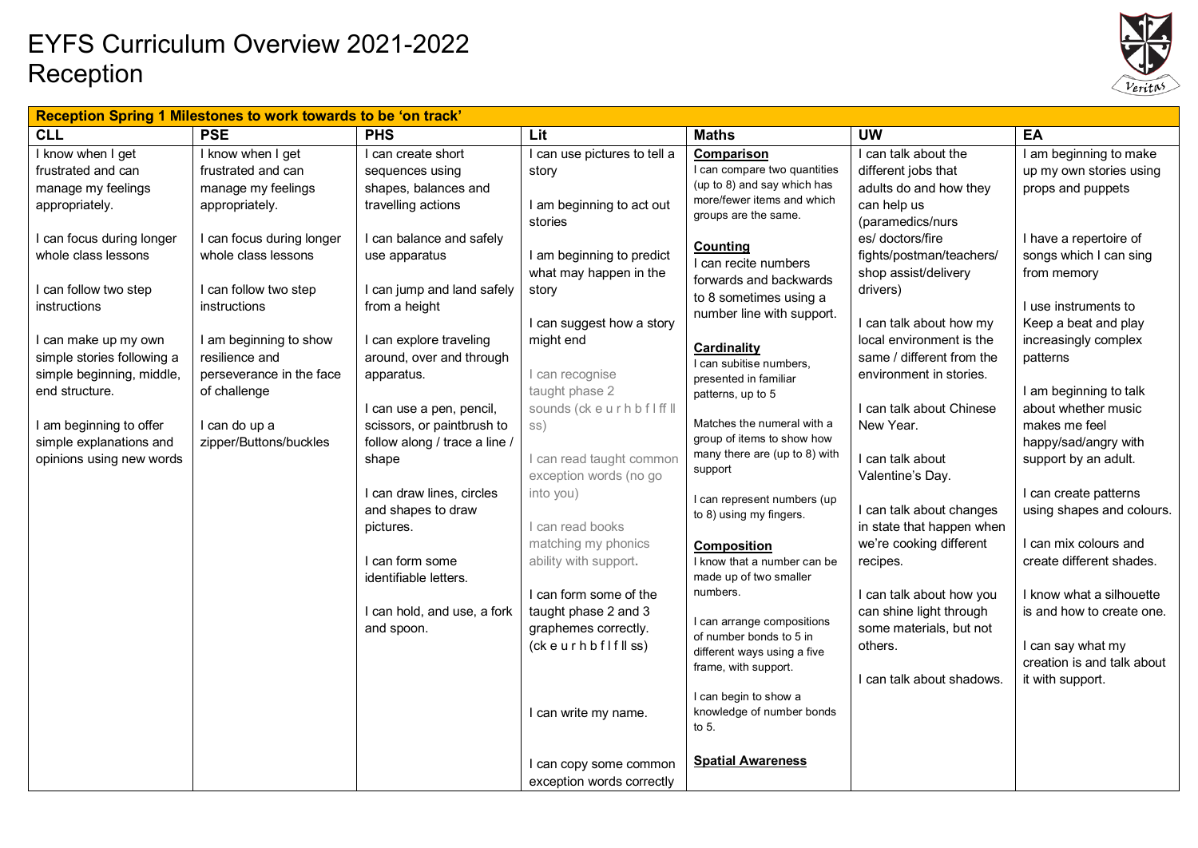# EYFS Curriculum Overview 2021-2022
# Reception

| Reception Spring 1 Milestones to work towards to be 'on track' | | | | | | |
|---|---|---|---|---|---|---|
| **CLL** | **PSE** | **PHS** | **Lit** | **Maths** | **UW** | **EA** |
| I know when I get frustrated and can manage my feelings appropriately.<br><br>I can focus during longer whole class lessons<br><br>I can follow two step instructions<br><br>I can make up my own simple stories following a simple beginning, middle, end structure.<br><br>I am beginning to offer simple explanations and opinions using new words | I know when I get frustrated and can manage my feelings appropriately.<br><br>I can focus during longer whole class lessons<br><br>I can follow two step instructions<br><br>I am beginning to show resilience and perseverance in the face of challenge<br><br>I can do up a zipper/Buttons/buckles | I can create short sequences using shapes, balances and travelling actions<br><br>I can balance and safely use apparatus<br><br>I can jump and land safely from a height<br><br>I can explore traveling around, over and through apparatus.<br><br>I can use a pen, pencil, scissors, or paintbrush to follow along / trace a line / shape<br><br>I can draw lines, circles and shapes to draw pictures.<br><br>I can form some identifiable letters.<br><br>I can hold, and use, a fork and spoon. | I can use pictures to tell a story<br><br>I am beginning to act out stories<br><br>I am beginning to predict what may happen in the story<br><br>I can suggest how a story might end<br><br>I can recognise taught phase 2 sounds (ck e u r h b f l ff ll ss)<br><br>I can read taught common exception words (no go into you)<br><br>I can read books matching my phonics ability with support.<br><br>I can form some of the taught phase 2 and 3 graphemes correctly. (ck e u r h b f l f ll ss)<br><br>I can write my name.<br><br>I can copy some common exception words correctly | **Comparison**<br>I can compare two quantities (up to 8) and say which has more/fewer items and which groups are the same.<br><br>**Counting**<br>I can recite numbers forwards and backwards to 8 sometimes using a number line with support.<br><br>**Cardinality**<br>I can subitise numbers, presented in familiar patterns, up to 5<br><br>Matches the numeral with a group of items to show how many there are (up to 8) with support<br><br>I can represent numbers (up to 8) using my fingers.<br><br>**Composition**<br>I know that a number can be made up of two smaller numbers.<br><br>I can arrange compositions of number bonds to 5 in different ways using a five frame, with support.<br><br>I can begin to show a knowledge of number bonds to 5.<br><br>**Spatial Awareness** | I can talk about the different jobs that adults do and how they can help us (paramedics/nurses/ doctors/fire fights/postman/teachers/ shop assist/delivery drivers)<br><br>I can talk about how my local environment is the same / different from the environment in stories.<br><br>I can talk about Chinese New Year.<br><br>I can talk about Valentine's Day.<br><br>I can talk about changes in state that happen when we're cooking different recipes.<br><br>I can talk about how you can shine light through some materials, but not others.<br><br>I can talk about shadows. | I am beginning to make up my own stories using props and puppets<br><br>I have a repertoire of songs which I can sing from memory<br><br>I use instruments to Keep a beat and play increasingly complex patterns<br><br>I am beginning to talk about whether music makes me feel happy/sad/angry with support by an adult.<br><br>I can create patterns using shapes and colours.<br><br>I can mix colours and create different shades.<br><br>I know what a silhouette is and how to create one.<br><br>I can say what my creation is and talk about it with support. |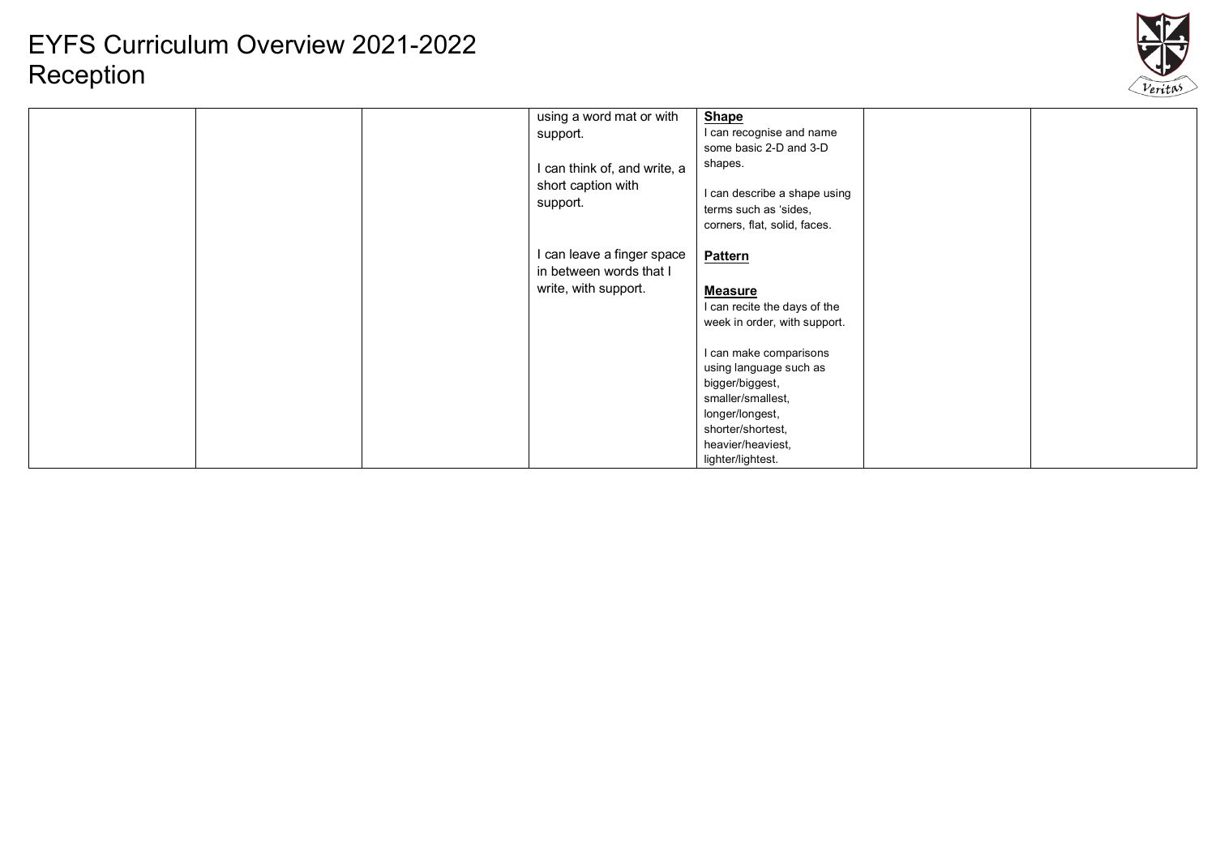# EYFS Curriculum Overview 2021-2022
Reception

| | | | | | | |
|---|---|---|---|---|---|---|
| | | | using a word mat or with support.<br><br>I can think of, and write, a short caption with support.<br><br>I can leave a finger space in between words that I write, with support. | **Shape**<br>I can recognise and name some basic 2-D and 3-D shapes.<br><br>I can describe a shape using terms such as 'sides, corners, flat, solid, faces.<br><br>**Pattern**<br><br>**Measure**<br>I can recite the days of the week in order, with support.<br><br>I can make comparisons using language such as bigger/biggest, smaller/smallest, longer/longest, shorter/shortest, heavier/heaviest, lighter/lightest. | | |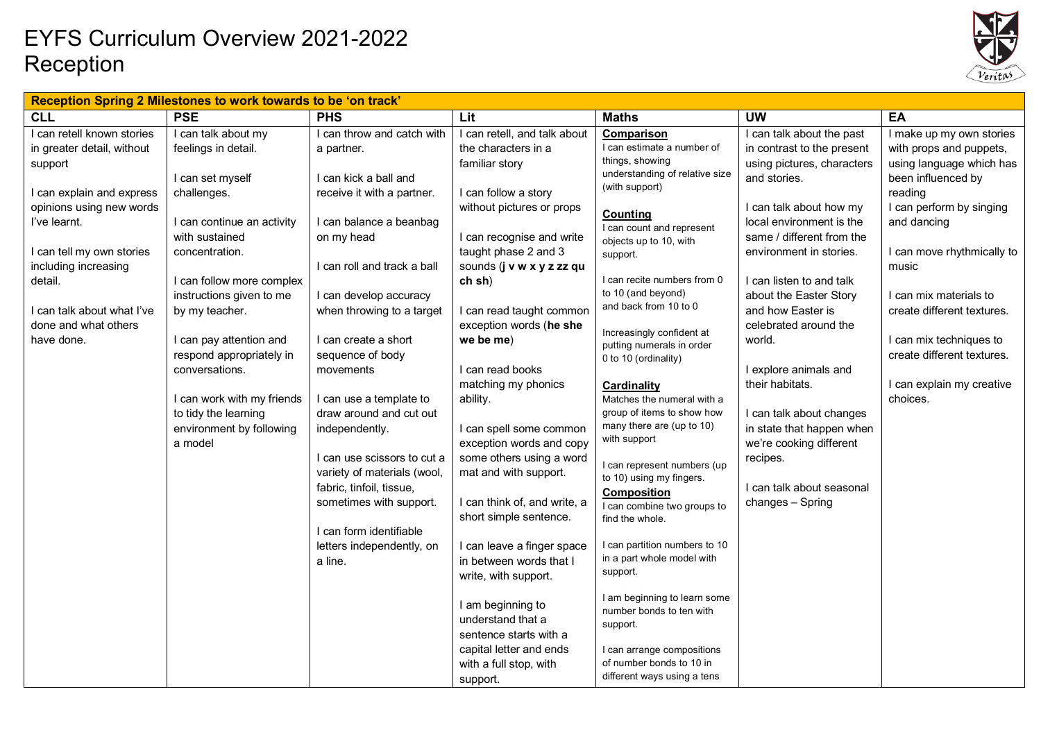# EYFS Curriculum Overview 2021-2022
# Reception

| Reception Spring 2 Milestones to work towards to be 'on track' | | | | | | |
|---|---|---|---|---|---|---|
| **CLL** | **PSE** | **PHS** | **Lit** | **Maths** | **UW** | **EA** |
| I can retell known stories in greater detail, without support<br><br>I can explain and express opinions using new words I've learnt.<br><br>I can tell my own stories including increasing detail.<br><br>I can talk about what I've done and what others have done. | I can talk about my feelings in detail.<br><br>I can set myself challenges.<br><br>I can continue an activity with sustained concentration.<br><br>I can follow more complex instructions given to me by my teacher.<br><br>I can pay attention and respond appropriately in conversations.<br><br>I can work with my friends to tidy the learning environment by following a model | I can throw and catch with a partner.<br><br>I can kick a ball and receive it with a partner.<br><br>I can balance a beanbag on my head<br><br>I can roll and track a ball<br><br>I can develop accuracy when throwing to a target<br><br>I can create a short sequence of body movements<br><br>I can use a template to draw around and cut out independently.<br><br>I can use scissors to cut a variety of materials (wool, fabric, tinfoil, tissue, sometimes with support.<br><br>I can form identifiable letters independently, on a line. | I can retell, and talk about the characters in a familiar story<br><br>I can follow a story without pictures or props<br><br>I can recognise and write taught phase 2 and 3 sounds (**j v w x y z zz qu ch sh**)<br><br>I can read taught common exception words (**he she we be me**)<br><br>I can read books matching my phonics ability.<br><br>I can spell some common exception words and copy some others using a word mat and with support.<br><br>I can think of, and write, a short simple sentence.<br><br>I can leave a finger space in between words that I write, with support.<br><br>I am beginning to understand that a sentence starts with a capital letter and ends with a full stop, with support. | **Comparison**<br>I can estimate a number of things, showing understanding of relative size (with support)<br><br>**Counting**<br>I can count and represent objects up to 10, with support.<br><br>I can recite numbers from 0 to 10 (and beyond) and back from 10 to 0<br><br>Increasingly confident at putting numerals in order 0 to 10 (ordinality)<br><br>**Cardinality**<br>Matches the numeral with a group of items to show how many there are (up to 10) with support<br><br>I can represent numbers (up to 10) using my fingers.<br>**Composition**<br>I can combine two groups to find the whole.<br><br>I can partition numbers to 10 in a part whole model with support.<br><br>I am beginning to learn some number bonds to ten with support.<br><br>I can arrange compositions of number bonds to 10 in different ways using a tens | I can talk about the past in contrast to the present using pictures, characters and stories.<br><br>I can talk about how my local environment is the same / different from the environment in stories.<br><br>I can listen to and talk about the Easter Story and how Easter is celebrated around the world.<br><br>I explore animals and their habitats.<br><br>I can talk about changes in state that happen when we're cooking different recipes.<br><br>I can talk about seasonal changes – Spring | I make up my own stories with props and puppets, using language which has been influenced by reading<br>I can perform by singing and dancing<br><br>I can move rhythmically to music<br><br>I can mix materials to create different textures.<br><br>I can mix techniques to create different textures.<br><br>I can explain my creative choices. |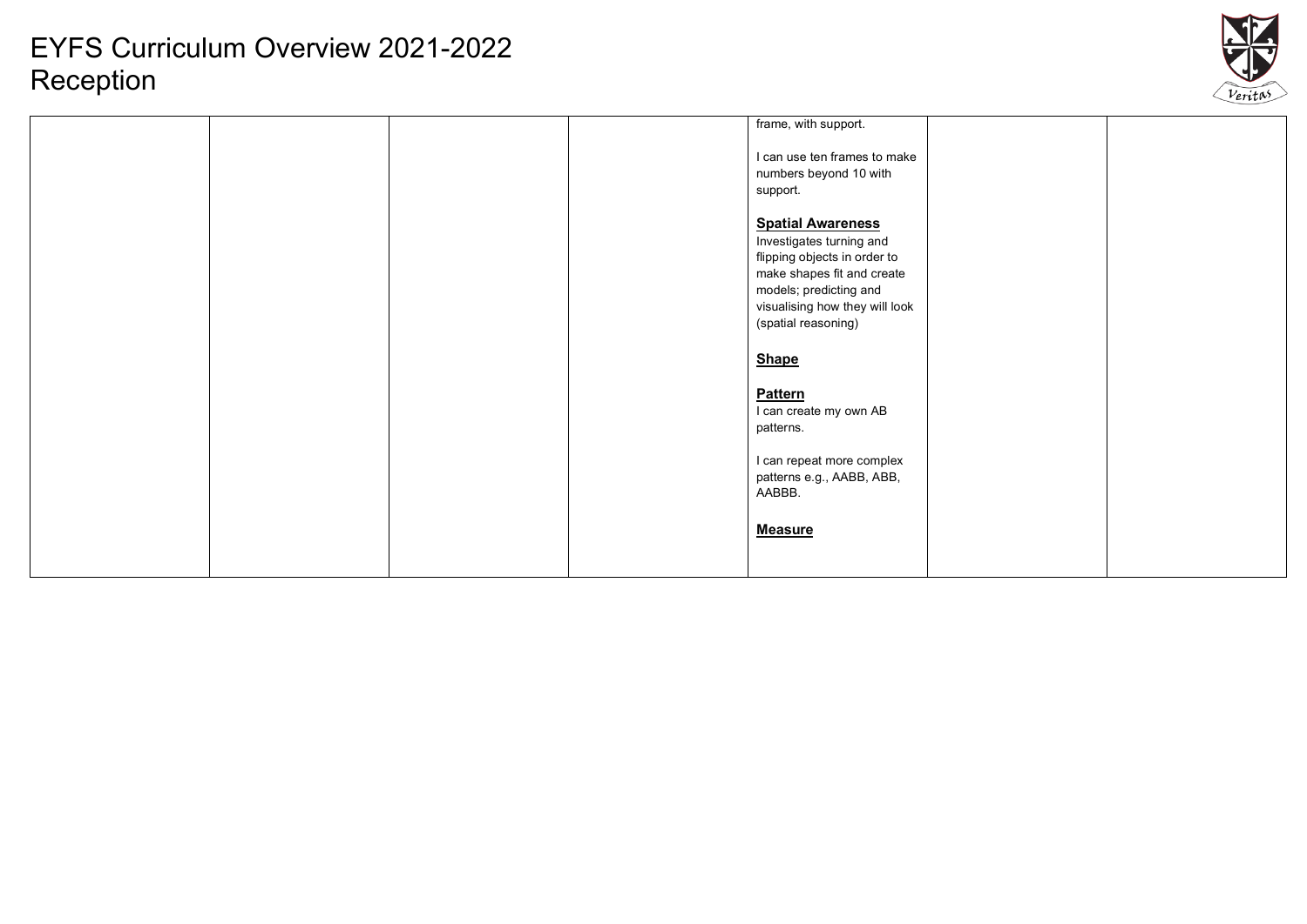# EYFS Curriculum Overview 2021-2022
Reception

| | | | | | | |
|---|---|---|---|---|---|---|
| | | | | frame, with support.<br><br>I can use ten frames to make numbers beyond 10 with support.<br><br>**Spatial Awareness**<br>Investigates turning and flipping objects in order to make shapes fit and create models; predicting and visualising how they will look (spatial reasoning)<br><br>**Shape**<br><br>**Pattern**<br>I can create my own AB patterns.<br><br>I can repeat more complex patterns e.g., AABB, ABB, AABBB.<br><br>**Measure** | | |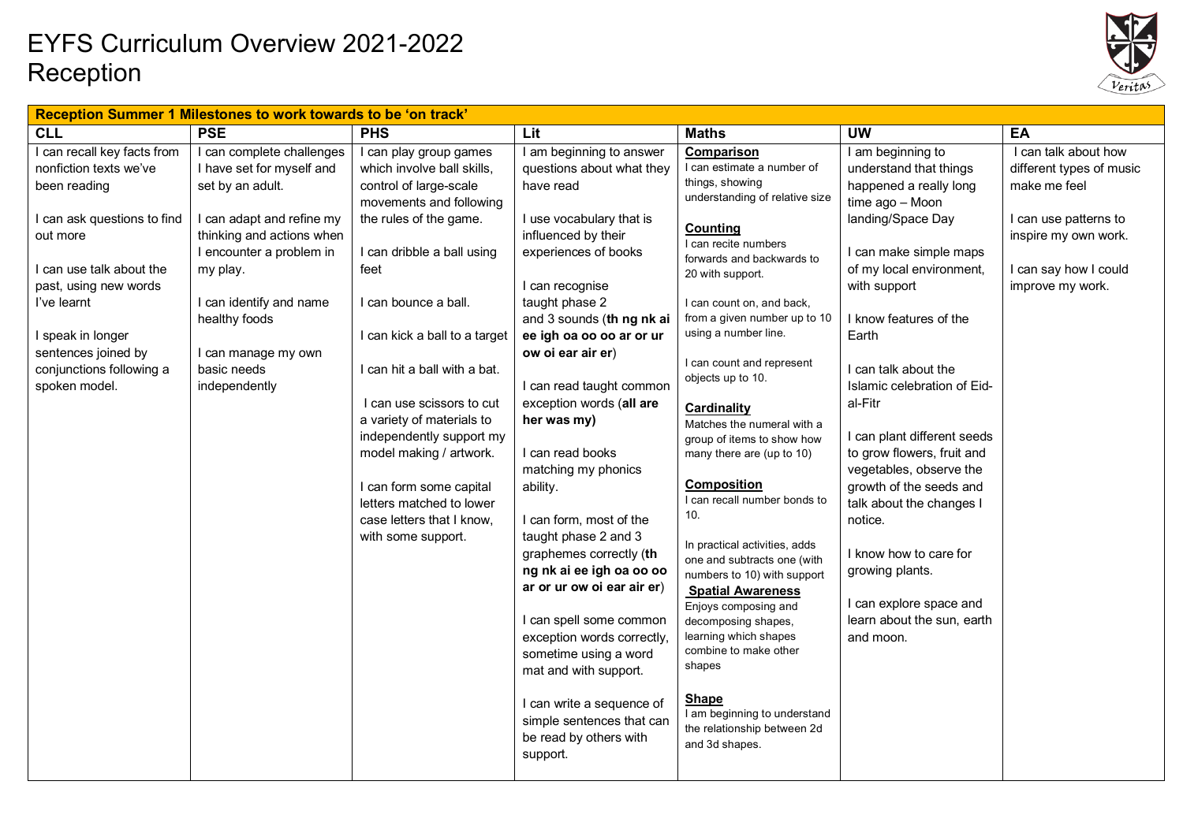# EYFS Curriculum Overview 2021-2022
Reception

| Reception Summer 1 Milestones to work towards to be 'on track' | | | | | | |
|---|---|---|---|---|---|---|
| **CLL** | **PSE** | **PHS** | **Lit** | **Maths** | **UW** | **EA** |
| I can recall key facts from nonfiction texts we've been reading<br><br>I can ask questions to find out more<br><br>I can use talk about the past, using new words I've learnt<br><br>I speak in longer sentences joined by conjunctions following a spoken model. | I can complete challenges I have set for myself and set by an adult.<br><br>I can adapt and refine my thinking and actions when I encounter a problem in my play.<br><br>I can identify and name healthy foods<br><br>I can manage my own basic needs independently | I can play group games which involve ball skills, control of large-scale movements and following the rules of the game.<br><br>I can dribble a ball using feet<br><br>I can bounce a ball.<br><br>I can kick a ball to a target<br><br>I can hit a ball with a bat.<br><br>I can use scissors to cut a variety of materials to independently support my model making / artwork.<br><br>I can form some capital letters matched to lower case letters that I know, with some support. | I am beginning to answer questions about what they have read<br><br>I use vocabulary that is influenced by their experiences of books<br><br>I can recognise taught phase 2 and 3 sounds (**th ng nk ai ee igh oa oo oo ar or ur ow oi ear air er**)<br><br>I can read taught common exception words (**all are her was my)**<br><br>I can read books matching my phonics ability.<br><br>I can form, most of the taught phase 2 and 3 graphemes correctly (**th ng nk ai ee igh oa oo oo ar or ur ow oi ear air er**)<br><br>I can spell some common exception words correctly, sometime using a word mat and with support.<br><br>I can write a sequence of simple sentences that can be read by others with support. | **Comparison**<br>I can estimate a number of things, showing understanding of relative size<br><br>**Counting**<br>I can recite numbers forwards and backwards to 20 with support.<br><br>I can count on, and back, from a given number up to 10 using a number line.<br><br>I can count and represent objects up to 10.<br><br>**Cardinality**<br>Matches the numeral with a group of items to show how many there are (up to 10)<br><br>**Composition**<br>I can recall number bonds to 10.<br><br>In practical activities, adds one and subtracts one (with numbers to 10) with support<br>**Spatial Awareness**<br>Enjoys composing and decomposing shapes, learning which shapes combine to make other shapes<br><br>**Shape**<br>I am beginning to understand the relationship between 2d and 3d shapes. | I am beginning to understand that things happened a really long time ago – Moon landing/Space Day<br><br>I can make simple maps of my local environment, with support<br><br>I know features of the Earth<br><br>I can talk about the Islamic celebration of Eid-al-Fitr<br><br>I can plant different seeds to grow flowers, fruit and vegetables, observe the growth of the seeds and talk about the changes I notice.<br><br>I know how to care for growing plants.<br><br>I can explore space and learn about the sun, earth and moon. | I can talk about how different types of music make me feel<br><br>I can use patterns to inspire my own work.<br><br>I can say how I could improve my work. |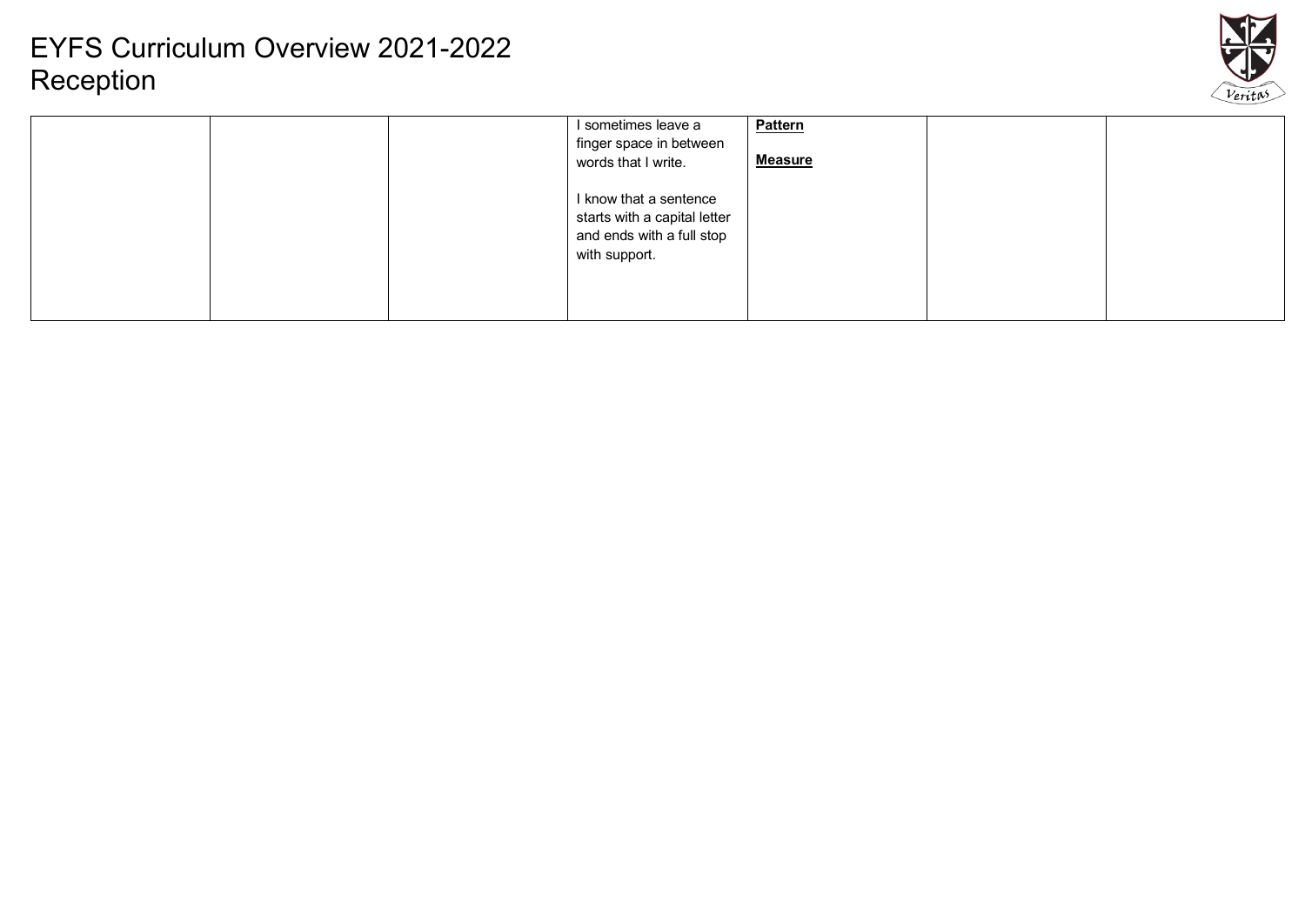# EYFS Curriculum Overview 2021-2022
Reception

| | | | | | | |
|---|---|---|---|---|---|---|
| | | | I sometimes leave a finger space in between words that I write.<br><br>I know that a sentence starts with a capital letter and ends with a full stop with support. | **Pattern**<br><br>**Measure** | | |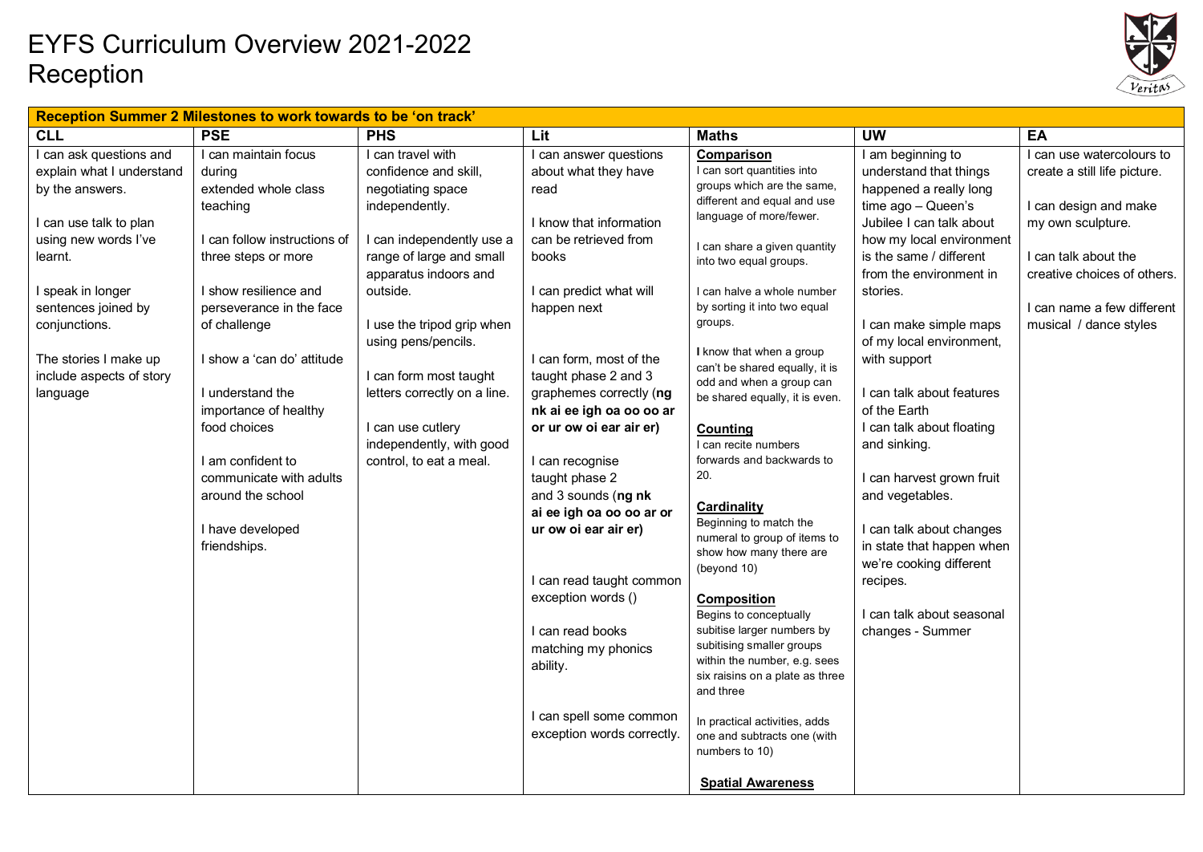# EYFS Curriculum Overview 2021-2022
# Reception

| Reception Summer 2 Milestones to work towards to be 'on track' | | | | | | |
|---|---|---|---|---|---|---|
| **CLL** | **PSE** | **PHS** | **Lit** | **Maths** | **UW** | **EA** |
| I can ask questions and explain what I understand by the answers.<br><br>I can use talk to plan using new words I've learnt.<br><br>I speak in longer sentences joined by conjunctions.<br><br>The stories I make up include aspects of story language | I can maintain focus during extended whole class teaching<br><br>I can follow instructions of three steps or more<br><br>I show resilience and perseverance in the face of challenge<br><br>I show a 'can do' attitude<br><br>I understand the importance of healthy food choices<br><br>I am confident to communicate with adults around the school<br><br>I have developed friendships. | I can travel with confidence and skill, negotiating space independently.<br><br>I can independently use a range of large and small apparatus indoors and outside.<br><br>I use the tripod grip when using pens/pencils.<br><br>I can form most taught letters correctly on a line.<br><br>I can use cutlery independently, with good control, to eat a meal. | I can answer questions about what they have read<br><br>I know that information can be retrieved from books<br><br>I can predict what will happen next<br><br>I can form, most of the taught phase 2 and 3 graphemes correctly (**ng nk ai ee igh oa oo oo ar or ur ow oi ear air er)**<br><br>I can recognise taught phase 2 and 3 sounds (**ng nk ai ee igh oa oo oo ar or ur ow oi ear air er)**<br><br>I can read taught common exception words ()<br><br>I can read books matching my phonics ability.<br><br>I can spell some common exception words correctly. | **Comparison**<br>I can sort quantities into groups which are the same, different and equal and use language of more/fewer.<br><br>I can share a given quantity into two equal groups.<br><br>I can halve a whole number by sorting it into two equal groups.<br><br>**I** know that when a group can't be shared equally, it is odd and when a group can be shared equally, it is even.<br><br>**Counting**<br>I can recite numbers forwards and backwards to 20.<br><br>**Cardinality**<br>Beginning to match the numeral to group of items to show how many there are (beyond 10)<br><br>**Composition**<br>Begins to conceptually subitise larger numbers by subitising smaller groups within the number, e.g. sees six raisins on a plate as three and three<br><br>In practical activities, adds one and subtracts one (with numbers to 10)<br><br>**Spatial Awareness** | I am beginning to understand that things happened a really long time ago – Queen's Jubilee I can talk about how my local environment is the same / different from the environment in stories.<br><br>I can make simple maps of my local environment, with support<br><br>I can talk about features of the Earth<br>I can talk about floating and sinking.<br><br>I can harvest grown fruit and vegetables.<br><br>I can talk about changes in state that happen when we're cooking different recipes.<br><br>I can talk about seasonal changes - Summer | I can use watercolours to create a still life picture.<br><br>I can design and make my own sculpture.<br><br>I can talk about the creative choices of others.<br><br>I can name a few different musical / dance styles |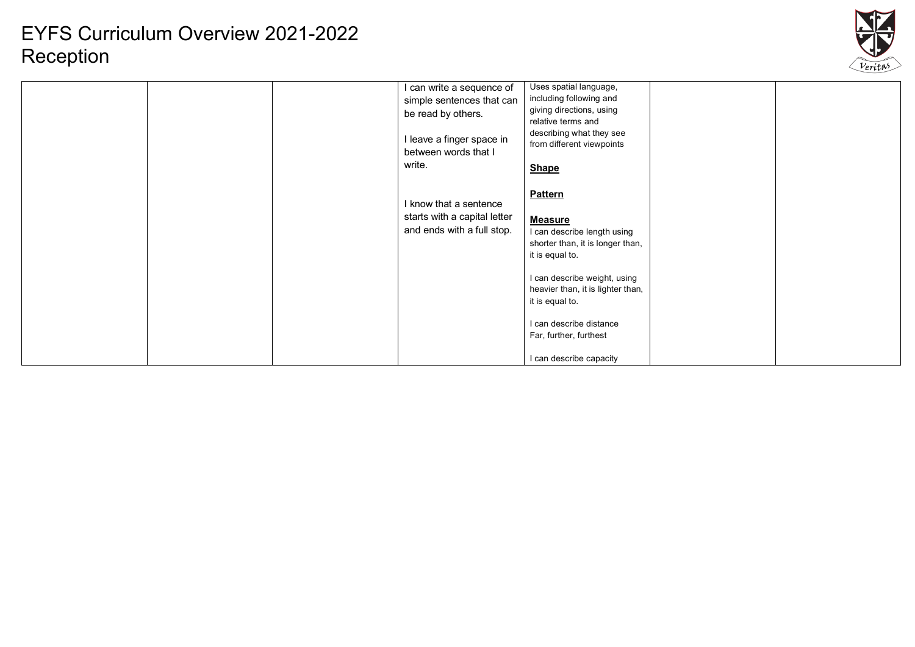# EYFS Curriculum Overview 2021-2022
## Reception

| | | | | | | |
|---|---|---|---|---|---|---|
| | | | I can write a sequence of simple sentences that can be read by others.<br><br>I leave a finger space in between words that I write.<br><br>I know that a sentence starts with a capital letter and ends with a full stop. | Uses spatial language, including following and giving directions, using relative terms and describing what they see from different viewpoints<br><br>**Shape**<br><br>**Pattern**<br><br>**Measure**<br>I can describe length using shorter than, it is longer than, it is equal to.<br><br>I can describe weight, using heavier than, it is lighter than, it is equal to.<br><br>I can describe distance Far, further, furthest<br><br>I can describe capacity | | |